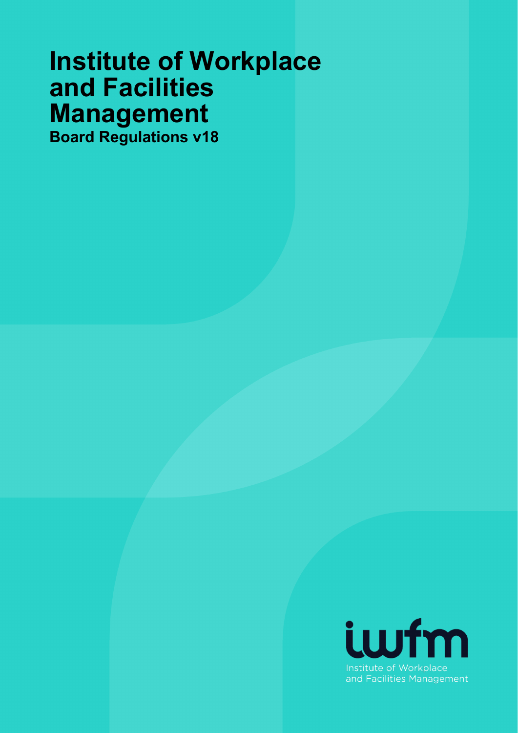# Institute of Workplace and Facilities Management

**Board Regulations v18**

iwfm

Institute of Workplace and Facilities Management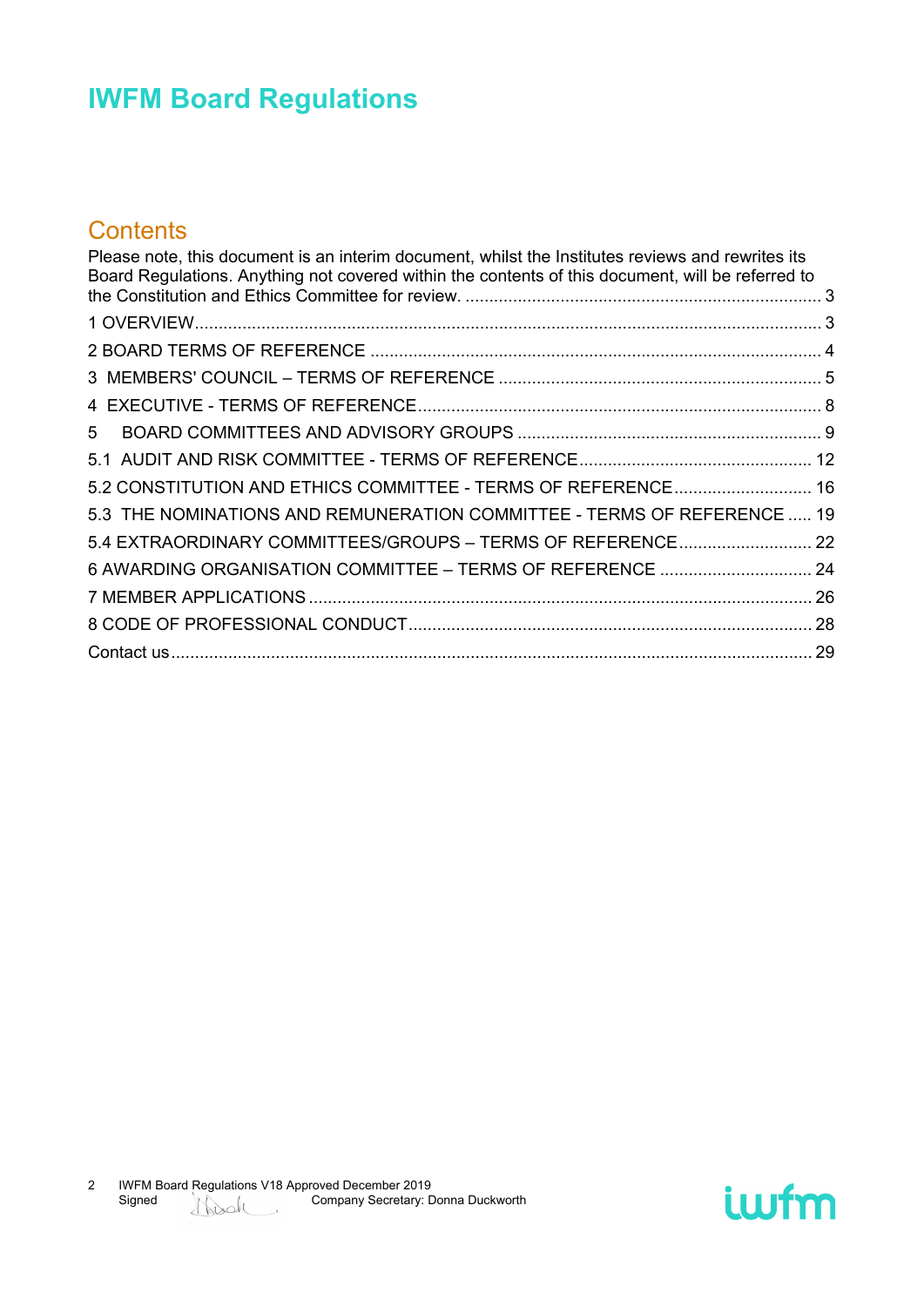# IWFM Board Regulations

## Contents

Please note, this document is an interim document, whilst the Institutes reviews and rewrites its Board Regulations. Anything not covered within the contents of this document, will be referred to the Constitution and Ethics Committee for review. ........................................................................ 3

1 OVERVIEW........................................................................................................................ 3

2 BOARD TERMS OF REFERENCE .................................................................................. 4

3 MEMBERS' COUNCIL – TERMS OF REFERENCE ...................................................... 5

4 EXECUTIVE - TERMS OF REFERENCE......................................................................... 8

5 BOARD COMMITTEES AND ADVISORY GROUPS ..................................................... 9

5.1 AUDIT AND RISK COMMITTEE - TERMS OF REFERENCE ...................................... 12

5.2 CONSTITUTION AND ETHICS COMMITTEE - TERMS OF REFERENCE ................... 16

5.3 THE NOMINATIONS AND REMUNERATION COMMITTEE - TERMS OF REFERENCE ..... 19

5.4 EXTRAORDINARY COMMITTEES/GROUPS – TERMS OF REFERENCE ................... 22

6 AWARDING ORGANISATION COMMITTEE – TERMS OF REFERENCE ..................... 24

7 MEMBER APPLICATIONS .............................................................................................. 26

8 CODE OF PROFESSIONAL CONDUCT .......................................................................... 28

Contact us .......................................................................................................................... 29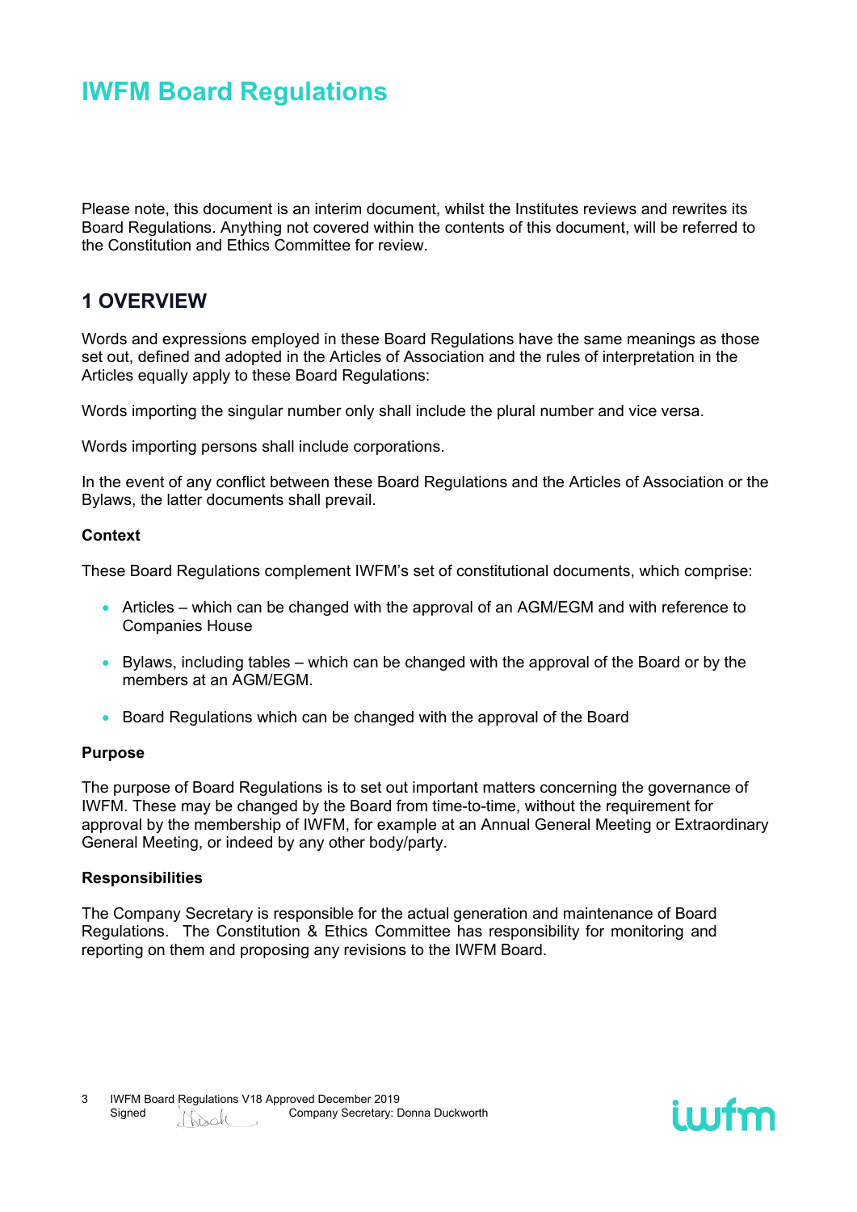# IWFM Board Regulations

Please note, this document is an interim document, whilst the Institutes reviews and rewrites its Board Regulations. Anything not covered within the contents of this document, will be referred to the Constitution and Ethics Committee for review.

## 1 OVERVIEW

Words and expressions employed in these Board Regulations have the same meanings as those set out, defined and adopted in the Articles of Association and the rules of interpretation in the Articles equally apply to these Board Regulations:

Words importing the singular number only shall include the plural number and vice versa.

Words importing persons shall include corporations.

In the event of any conflict between these Board Regulations and the Articles of Association or the Bylaws, the latter documents shall prevail.

### Context

These Board Regulations complement IWFM's set of constitutional documents, which comprise:

- Articles – which can be changed with the approval of an AGM/EGM and with reference to Companies House
- Bylaws, including tables – which can be changed with the approval of the Board or by the members at an AGM/EGM.
- Board Regulations which can be changed with the approval of the Board

### Purpose

The purpose of Board Regulations is to set out important matters concerning the governance of IWFM. These may be changed by the Board from time-to-time, without the requirement for approval by the membership of IWFM, for example at an Annual General Meeting or Extraordinary General Meeting, or indeed by any other body/party.

### Responsibilities

The Company Secretary is responsible for the actual generation and maintenance of Board Regulations. The Constitution & Ethics Committee has responsibility for monitoring and reporting on them and proposing any revisions to the IWFM Board.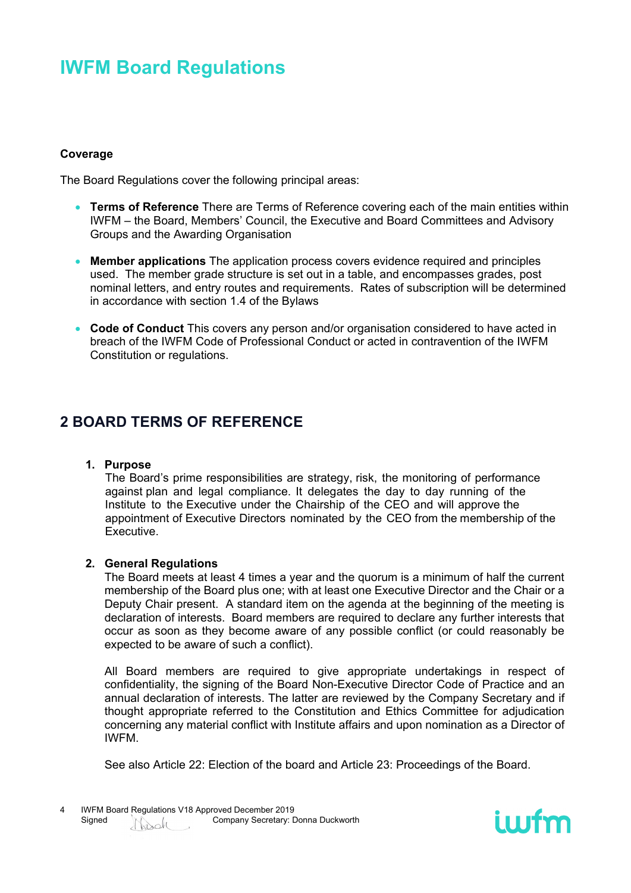# IWFM Board Regulations

### Coverage

The Board Regulations cover the following principal areas:

- **Terms of Reference** There are Terms of Reference covering each of the main entities within IWFM – the Board, Members' Council, the Executive and Board Committees and Advisory Groups and the Awarding Organisation
- **Member applications** The application process covers evidence required and principles used. The member grade structure is set out in a table, and encompasses grades, post nominal letters, and entry routes and requirements. Rates of subscription will be determined in accordance with section 1.4 of the Bylaws
- **Code of Conduct** This covers any person and/or organisation considered to have acted in breach of the IWFM Code of Professional Conduct or acted in contravention of the IWFM Constitution or regulations.

## 2 BOARD TERMS OF REFERENCE

1. **Purpose**
   The Board's prime responsibilities are strategy, risk, the monitoring of performance against plan and legal compliance. It delegates the day to day running of the Institute to the Executive under the Chairship of the CEO and will approve the appointment of Executive Directors nominated by the CEO from the membership of the Executive.

2. **General Regulations**
   The Board meets at least 4 times a year and the quorum is a minimum of half the current membership of the Board plus one; with at least one Executive Director and the Chair or a Deputy Chair present. A standard item on the agenda at the beginning of the meeting is declaration of interests. Board members are required to declare any further interests that occur as soon as they become aware of any possible conflict (or could reasonably be expected to be aware of such a conflict).

   All Board members are required to give appropriate undertakings in respect of confidentiality, the signing of the Board Non-Executive Director Code of Practice and an annual declaration of interests. The latter are reviewed by the Company Secretary and if thought appropriate referred to the Constitution and Ethics Committee for adjudication concerning any material conflict with Institute affairs and upon nomination as a Director of IWFM.

   See also Article 22: Election of the board and Article 23: Proceedings of the Board.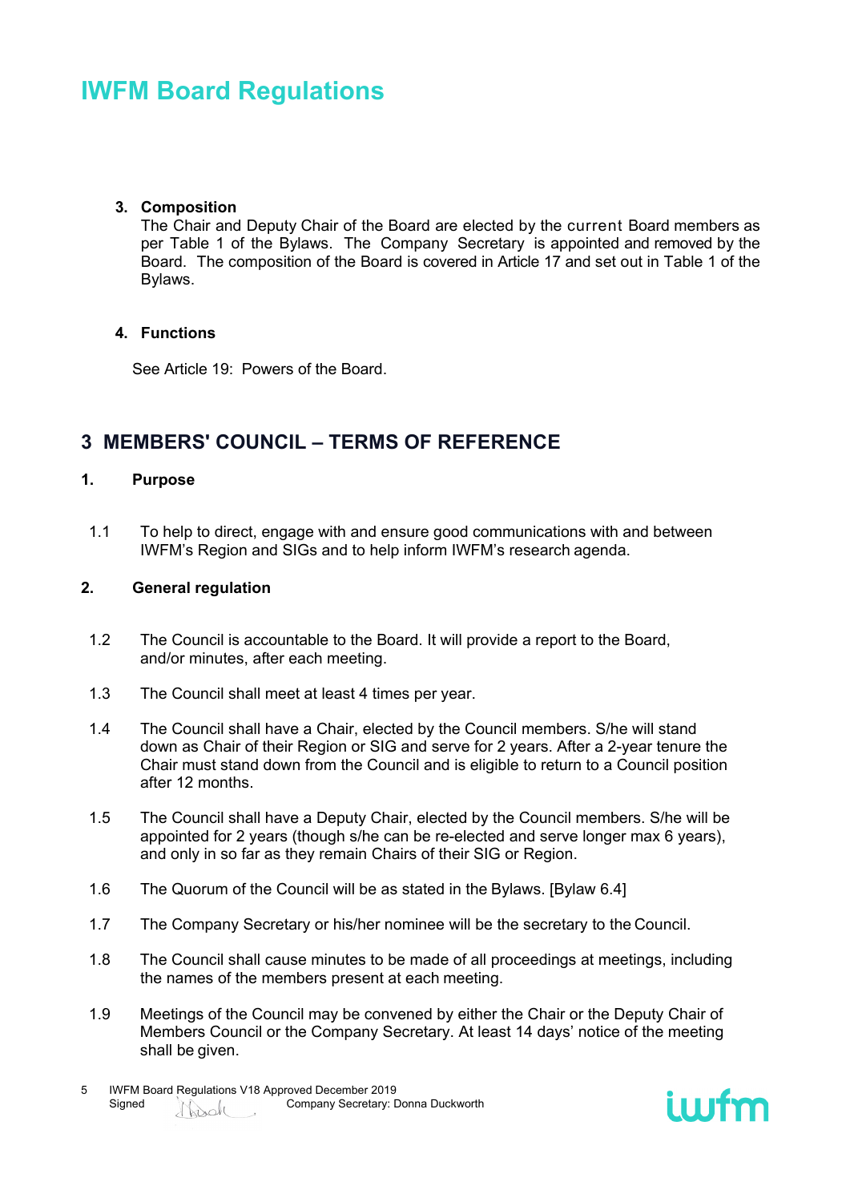# IWFM Board Regulations

**3. Composition**

The Chair and Deputy Chair of the Board are elected by the current Board members as per Table 1 of the Bylaws. The Company Secretary is appointed and removed by the Board. The composition of the Board is covered in Article 17 and set out in Table 1 of the Bylaws.

**4. Functions**

See Article 19: Powers of the Board.

## 3 MEMBERS' COUNCIL – TERMS OF REFERENCE

**1. Purpose**

1.1 To help to direct, engage with and ensure good communications with and between IWFM's Region and SIGs and to help inform IWFM's research agenda.

**2. General regulation**

1.2 The Council is accountable to the Board. It will provide a report to the Board, and/or minutes, after each meeting.

1.3 The Council shall meet at least 4 times per year.

1.4 The Council shall have a Chair, elected by the Council members. S/he will stand down as Chair of their Region or SIG and serve for 2 years. After a 2-year tenure the Chair must stand down from the Council and is eligible to return to a Council position after 12 months.

1.5 The Council shall have a Deputy Chair, elected by the Council members. S/he will be appointed for 2 years (though s/he can be re-elected and serve longer max 6 years), and only in so far as they remain Chairs of their SIG or Region.

1.6 The Quorum of the Council will be as stated in the Bylaws. [Bylaw 6.4]

1.7 The Company Secretary or his/her nominee will be the secretary to the Council.

1.8 The Council shall cause minutes to be made of all proceedings at meetings, including the names of the members present at each meeting.

1.9 Meetings of the Council may be convened by either the Chair or the Deputy Chair of Members Council or the Company Secretary. At least 14 days' notice of the meeting shall be given.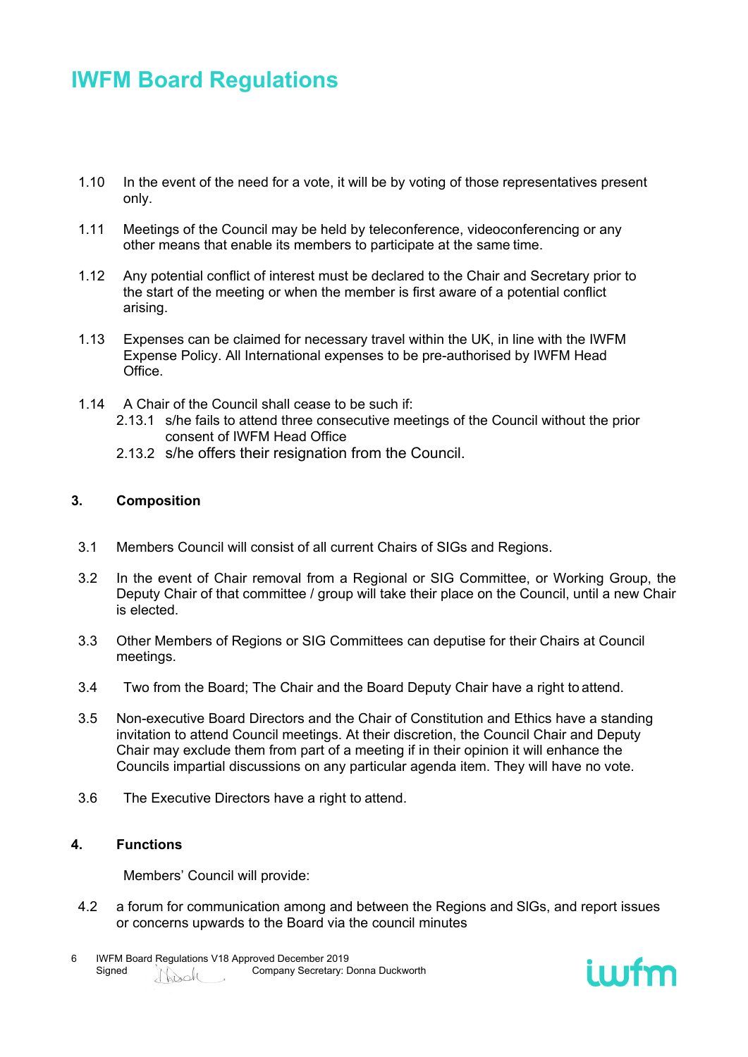1.10 In the event of the need for a vote, it will be by voting of those representatives present only.

1.11 Meetings of the Council may be held by teleconference, videoconferencing or any other means that enable its members to participate at the same time.

1.12 Any potential conflict of interest must be declared to the Chair and Secretary prior to the start of the meeting or when the member is first aware of a potential conflict arising.

1.13 Expenses can be claimed for necessary travel within the UK, in line with the IWFM Expense Policy. All International expenses to be pre-authorised by IWFM Head Office.

1.14 A Chair of the Council shall cease to be such if:

- 2.13.1 s/he fails to attend three consecutive meetings of the Council without the prior consent of IWFM Head Office
- 2.13.2 s/he offers their resignation from the Council.

## 3. Composition

3.1 Members Council will consist of all current Chairs of SIGs and Regions.

3.2 In the event of Chair removal from a Regional or SIG Committee, or Working Group, the Deputy Chair of that committee / group will take their place on the Council, until a new Chair is elected.

3.3 Other Members of Regions or SIG Committees can deputise for their Chairs at Council meetings.

3.4 Two from the Board; The Chair and the Board Deputy Chair have a right to attend.

3.5 Non-executive Board Directors and the Chair of Constitution and Ethics have a standing invitation to attend Council meetings. At their discretion, the Council Chair and Deputy Chair may exclude them from part of a meeting if in their opinion it will enhance the Councils impartial discussions on any particular agenda item. They will have no vote.

3.6 The Executive Directors have a right to attend.

## 4. Functions

Members' Council will provide:

4.2 a forum for communication among and between the Regions and SIGs, and report issues or concerns upwards to the Board via the council minutes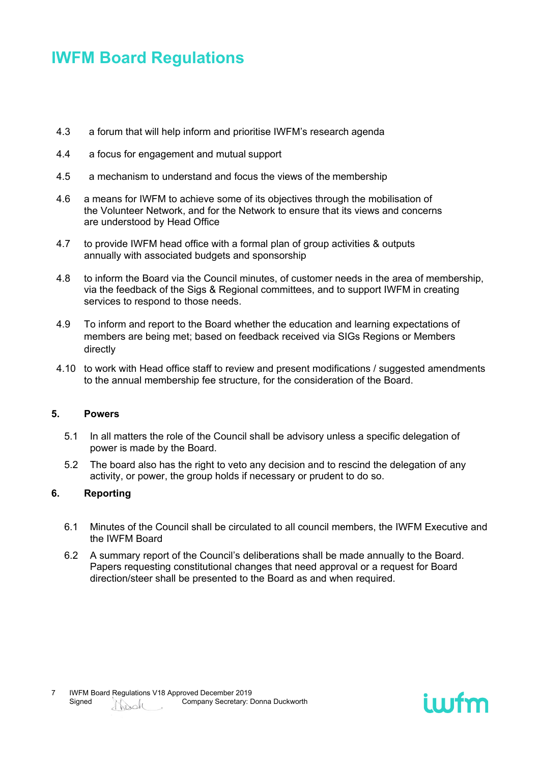4.3 a forum that will help inform and prioritise IWFM's research agenda

4.4 a focus for engagement and mutual support

4.5 a mechanism to understand and focus the views of the membership

4.6 a means for IWFM to achieve some of its objectives through the mobilisation of the Volunteer Network, and for the Network to ensure that its views and concerns are understood by Head Office

4.7 to provide IWFM head office with a formal plan of group activities & outputs annually with associated budgets and sponsorship

4.8 to inform the Board via the Council minutes, of customer needs in the area of membership, via the feedback of the Sigs & Regional committees, and to support IWFM in creating services to respond to those needs.

4.9 To inform and report to the Board whether the education and learning expectations of members are being met; based on feedback received via SIGs Regions or Members directly

4.10 to work with Head office staff to review and present modifications / suggested amendments to the annual membership fee structure, for the consideration of the Board.

## 5. Powers

5.1 In all matters the role of the Council shall be advisory unless a specific delegation of power is made by the Board.

5.2 The board also has the right to veto any decision and to rescind the delegation of any activity, or power, the group holds if necessary or prudent to do so.

## 6. Reporting

6.1 Minutes of the Council shall be circulated to all council members, the IWFM Executive and the IWFM Board

6.2 A summary report of the Council's deliberations shall be made annually to the Board. Papers requesting constitutional changes that need approval or a request for Board direction/steer shall be presented to the Board as and when required.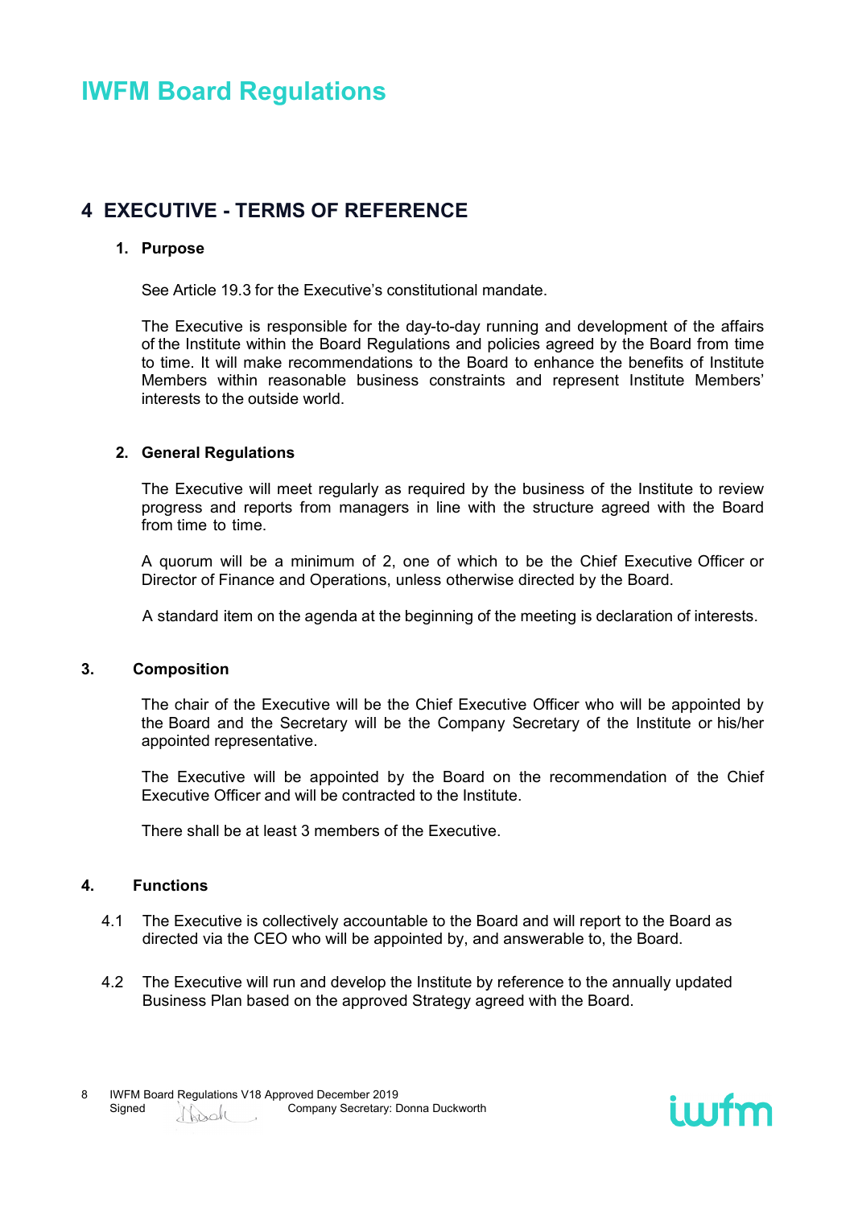# 4 EXECUTIVE - TERMS OF REFERENCE

### 1. Purpose

See Article 19.3 for the Executive's constitutional mandate.

The Executive is responsible for the day-to-day running and development of the affairs of the Institute within the Board Regulations and policies agreed by the Board from time to time. It will make recommendations to the Board to enhance the benefits of Institute Members within reasonable business constraints and represent Institute Members' interests to the outside world.

### 2. General Regulations

The Executive will meet regularly as required by the business of the Institute to review progress and reports from managers in line with the structure agreed with the Board from time to time.

A quorum will be a minimum of 2, one of which to be the Chief Executive Officer or Director of Finance and Operations, unless otherwise directed by the Board.

A standard item on the agenda at the beginning of the meeting is declaration of interests.

### 3. Composition

The chair of the Executive will be the Chief Executive Officer who will be appointed by the Board and the Secretary will be the Company Secretary of the Institute or his/her appointed representative.

The Executive will be appointed by the Board on the recommendation of the Chief Executive Officer and will be contracted to the Institute.

There shall be at least 3 members of the Executive.

### 4. Functions

4.1 The Executive is collectively accountable to the Board and will report to the Board as directed via the CEO who will be appointed by, and answerable to, the Board.

4.2 The Executive will run and develop the Institute by reference to the annually updated Business Plan based on the approved Strategy agreed with the Board.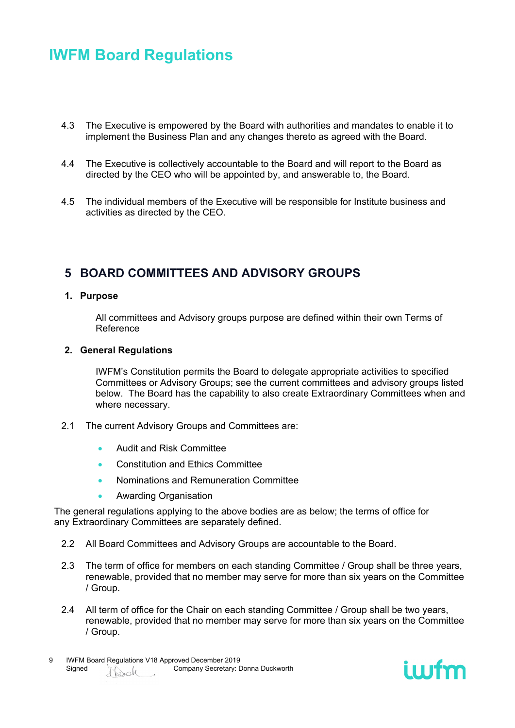4.3 The Executive is empowered by the Board with authorities and mandates to enable it to implement the Business Plan and any changes thereto as agreed with the Board.

4.4 The Executive is collectively accountable to the Board and will report to the Board as directed by the CEO who will be appointed by, and answerable to, the Board.

4.5 The individual members of the Executive will be responsible for Institute business and activities as directed by the CEO.

## 5 BOARD COMMITTEES AND ADVISORY GROUPS

### 1. Purpose

All committees and Advisory groups purpose are defined within their own Terms of Reference

### 2. General Regulations

IWFM's Constitution permits the Board to delegate appropriate activities to specified Committees or Advisory Groups; see the current committees and advisory groups listed below. The Board has the capability to also create Extraordinary Committees when and where necessary.

2.1 The current Advisory Groups and Committees are:

- Audit and Risk Committee
- Constitution and Ethics Committee
- Nominations and Remuneration Committee
- Awarding Organisation

The general regulations applying to the above bodies are as below; the terms of office for any Extraordinary Committees are separately defined.

2.2 All Board Committees and Advisory Groups are accountable to the Board.

2.3 The term of office for members on each standing Committee / Group shall be three years, renewable, provided that no member may serve for more than six years on the Committee / Group.

2.4 All term of office for the Chair on each standing Committee / Group shall be two years, renewable, provided that no member may serve for more than six years on the Committee / Group.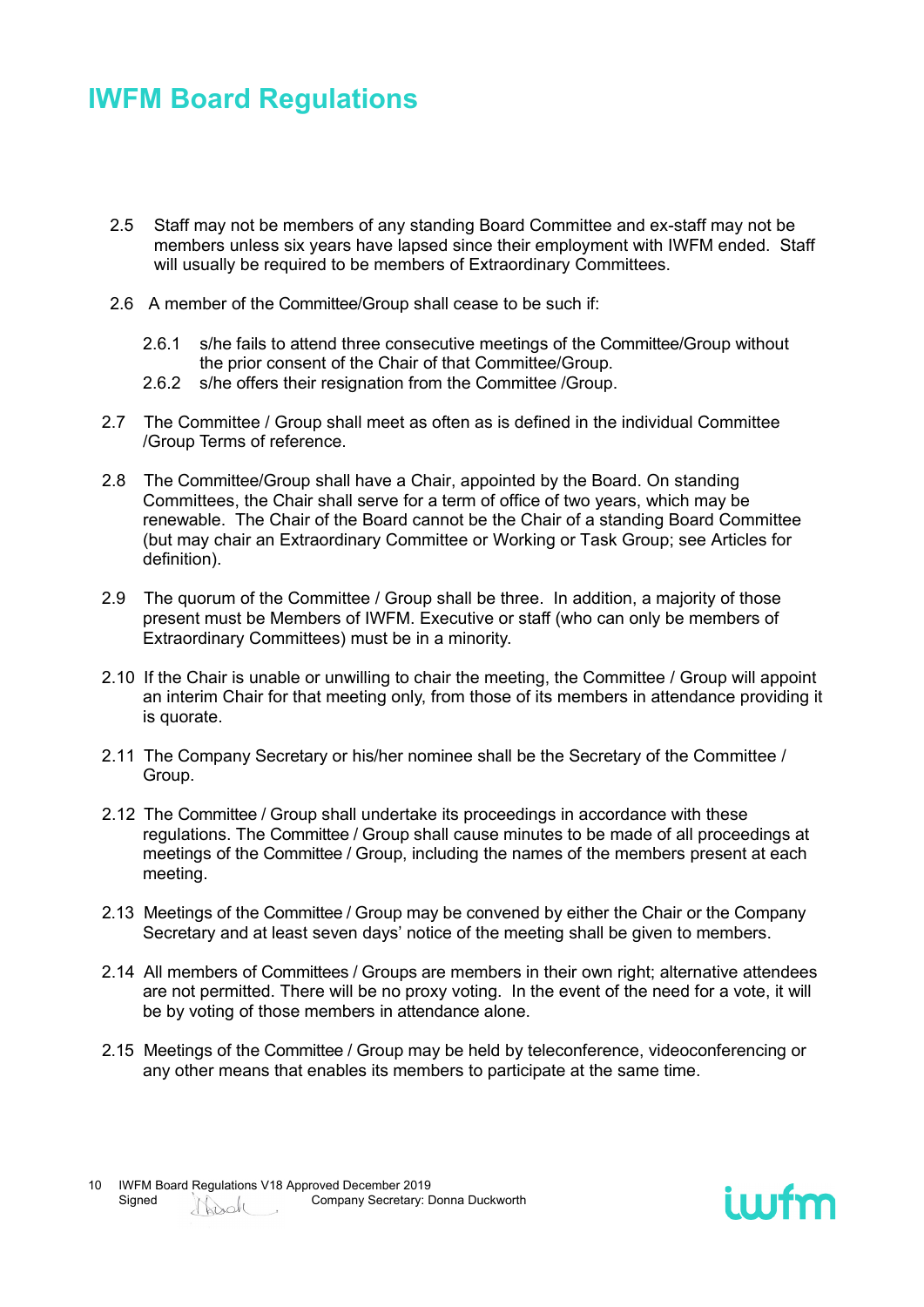2.5 Staff may not be members of any standing Board Committee and ex-staff may not be members unless six years have lapsed since their employment with IWFM ended. Staff will usually be required to be members of Extraordinary Committees.

2.6 A member of the Committee/Group shall cease to be such if:

2.6.1 s/he fails to attend three consecutive meetings of the Committee/Group without the prior consent of the Chair of that Committee/Group.

2.6.2 s/he offers their resignation from the Committee /Group.

2.7 The Committee / Group shall meet as often as is defined in the individual Committee /Group Terms of reference.

2.8 The Committee/Group shall have a Chair, appointed by the Board. On standing Committees, the Chair shall serve for a term of office of two years, which may be renewable. The Chair of the Board cannot be the Chair of a standing Board Committee (but may chair an Extraordinary Committee or Working or Task Group; see Articles for definition).

2.9 The quorum of the Committee / Group shall be three. In addition, a majority of those present must be Members of IWFM. Executive or staff (who can only be members of Extraordinary Committees) must be in a minority.

2.10 If the Chair is unable or unwilling to chair the meeting, the Committee / Group will appoint an interim Chair for that meeting only, from those of its members in attendance providing it is quorate.

2.11 The Company Secretary or his/her nominee shall be the Secretary of the Committee / Group.

2.12 The Committee / Group shall undertake its proceedings in accordance with these regulations. The Committee / Group shall cause minutes to be made of all proceedings at meetings of the Committee / Group, including the names of the members present at each meeting.

2.13 Meetings of the Committee / Group may be convened by either the Chair or the Company Secretary and at least seven days' notice of the meeting shall be given to members.

2.14 All members of Committees / Groups are members in their own right; alternative attendees are not permitted. There will be no proxy voting. In the event of the need for a vote, it will be by voting of those members in attendance alone.

2.15 Meetings of the Committee / Group may be held by teleconference, videoconferencing or any other means that enables its members to participate at the same time.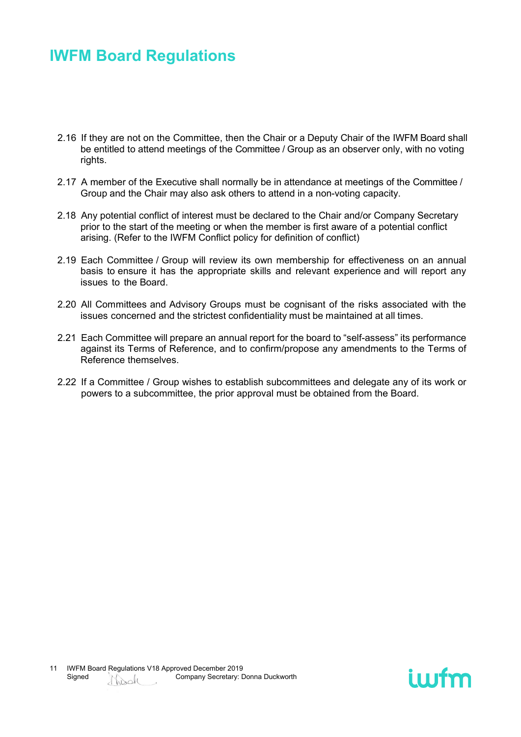2.16 If they are not on the Committee, then the Chair or a Deputy Chair of the IWFM Board shall be entitled to attend meetings of the Committee / Group as an observer only, with no voting rights.

2.17 A member of the Executive shall normally be in attendance at meetings of the Committee / Group and the Chair may also ask others to attend in a non-voting capacity.

2.18 Any potential conflict of interest must be declared to the Chair and/or Company Secretary prior to the start of the meeting or when the member is first aware of a potential conflict arising. (Refer to the IWFM Conflict policy for definition of conflict)

2.19 Each Committee / Group will review its own membership for effectiveness on an annual basis to ensure it has the appropriate skills and relevant experience and will report any issues to the Board.

2.20 All Committees and Advisory Groups must be cognisant of the risks associated with the issues concerned and the strictest confidentiality must be maintained at all times.

2.21 Each Committee will prepare an annual report for the board to "self-assess" its performance against its Terms of Reference, and to confirm/propose any amendments to the Terms of Reference themselves.

2.22 If a Committee / Group wishes to establish subcommittees and delegate any of its work or powers to a subcommittee, the prior approval must be obtained from the Board.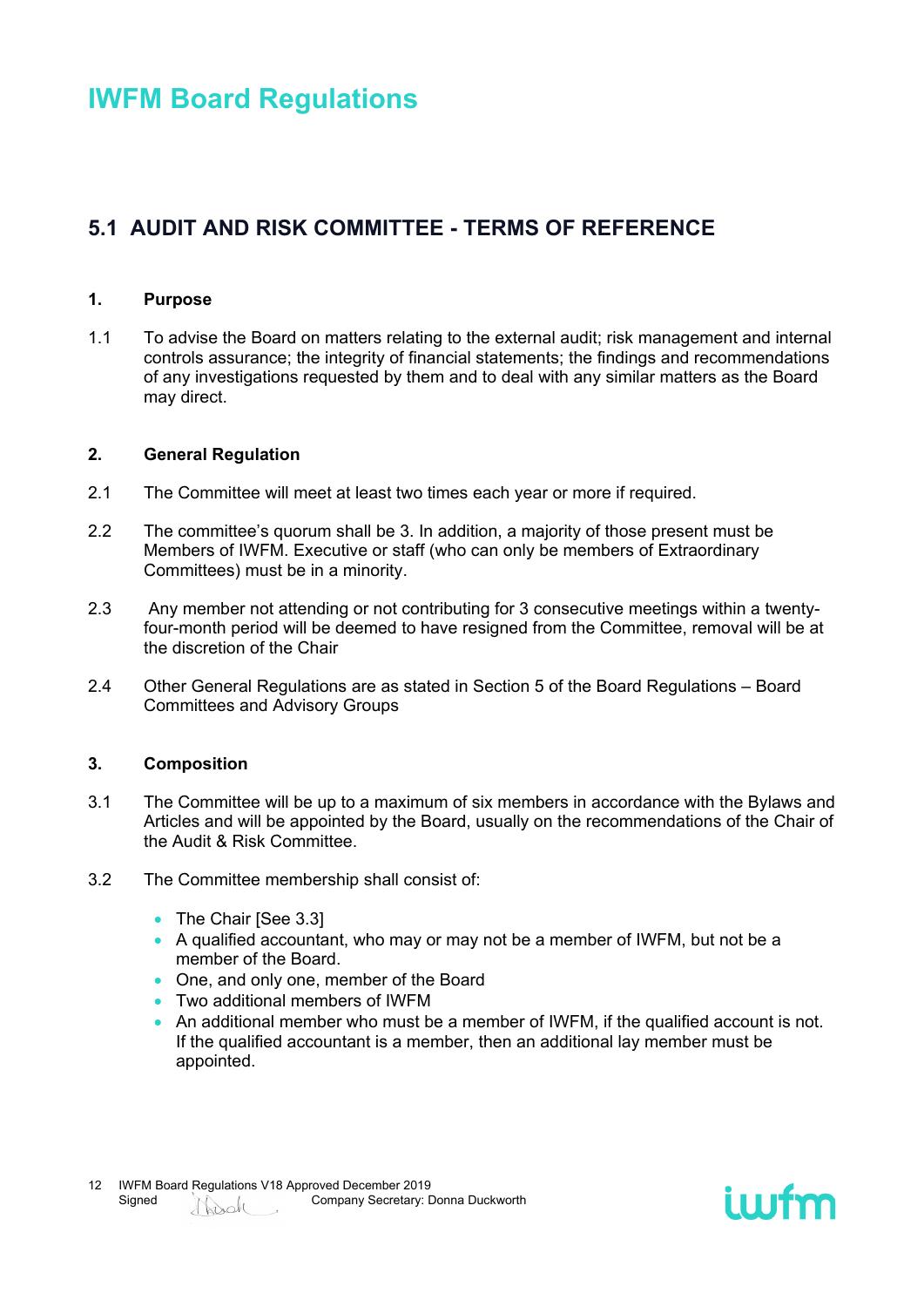# IWFM Board Regulations

## 5.1 AUDIT AND RISK COMMITTEE - TERMS OF REFERENCE

### 1. Purpose

1.1 To advise the Board on matters relating to the external audit; risk management and internal controls assurance; the integrity of financial statements; the findings and recommendations of any investigations requested by them and to deal with any similar matters as the Board may direct.

### 2. General Regulation

2.1 The Committee will meet at least two times each year or more if required.

2.2 The committee's quorum shall be 3. In addition, a majority of those present must be Members of IWFM. Executive or staff (who can only be members of Extraordinary Committees) must be in a minority.

2.3 Any member not attending or not contributing for 3 consecutive meetings within a twenty-four-month period will be deemed to have resigned from the Committee, removal will be at the discretion of the Chair

2.4 Other General Regulations are as stated in Section 5 of the Board Regulations – Board Committees and Advisory Groups

### 3. Composition

3.1 The Committee will be up to a maximum of six members in accordance with the Bylaws and Articles and will be appointed by the Board, usually on the recommendations of the Chair of the Audit & Risk Committee.

3.2 The Committee membership shall consist of:

- The Chair [See 3.3]
- A qualified accountant, who may or may not be a member of IWFM, but not be a member of the Board.
- One, and only one, member of the Board
- Two additional members of IWFM
- An additional member who must be a member of IWFM, if the qualified account is not. If the qualified accountant is a member, then an additional lay member must be appointed.

IWFM Board Regulations V18 Approved December 2019
Signed Company Secretary: Donna Duckworth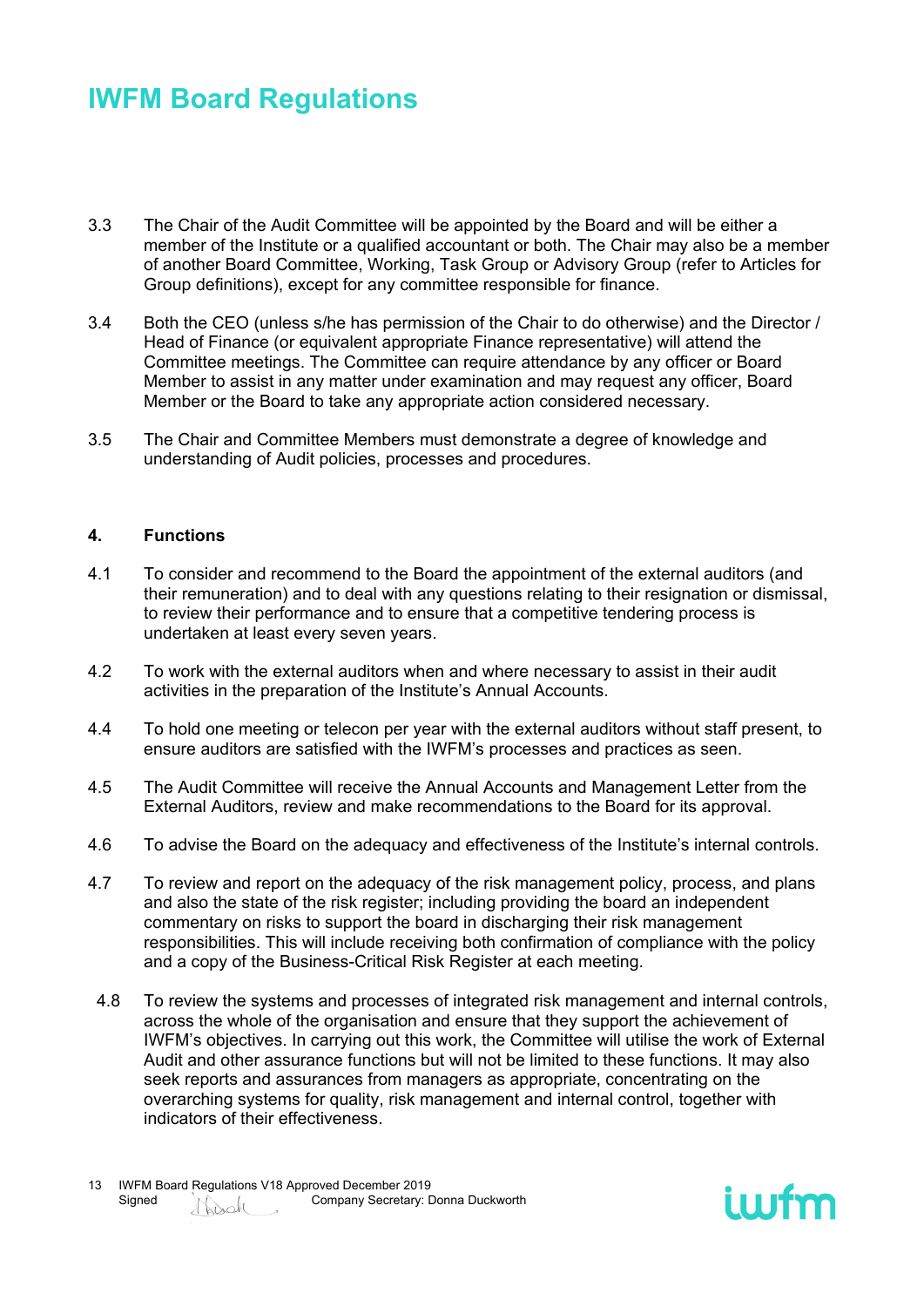3.3 The Chair of the Audit Committee will be appointed by the Board and will be either a member of the Institute or a qualified accountant or both. The Chair may also be a member of another Board Committee, Working, Task Group or Advisory Group (refer to Articles for Group definitions), except for any committee responsible for finance.

3.4 Both the CEO (unless s/he has permission of the Chair to do otherwise) and the Director / Head of Finance (or equivalent appropriate Finance representative) will attend the Committee meetings. The Committee can require attendance by any officer or Board Member to assist in any matter under examination and may request any officer, Board Member or the Board to take any appropriate action considered necessary.

3.5 The Chair and Committee Members must demonstrate a degree of knowledge and understanding of Audit policies, processes and procedures.

**4. Functions**

4.1 To consider and recommend to the Board the appointment of the external auditors (and their remuneration) and to deal with any questions relating to their resignation or dismissal, to review their performance and to ensure that a competitive tendering process is undertaken at least every seven years.

4.2 To work with the external auditors when and where necessary to assist in their audit activities in the preparation of the Institute's Annual Accounts.

4.4 To hold one meeting or telecon per year with the external auditors without staff present, to ensure auditors are satisfied with the IWFM's processes and practices as seen.

4.5 The Audit Committee will receive the Annual Accounts and Management Letter from the External Auditors, review and make recommendations to the Board for its approval.

4.6 To advise the Board on the adequacy and effectiveness of the Institute's internal controls.

4.7 To review and report on the adequacy of the risk management policy, process, and plans and also the state of the risk register; including providing the board an independent commentary on risks to support the board in discharging their risk management responsibilities. This will include receiving both confirmation of compliance with the policy and a copy of the Business-Critical Risk Register at each meeting.

4.8 To review the systems and processes of integrated risk management and internal controls, across the whole of the organisation and ensure that they support the achievement of IWFM's objectives. In carrying out this work, the Committee will utilise the work of External Audit and other assurance functions but will not be limited to these functions. It may also seek reports and assurances from managers as appropriate, concentrating on the overarching systems for quality, risk management and internal control, together with indicators of their effectiveness.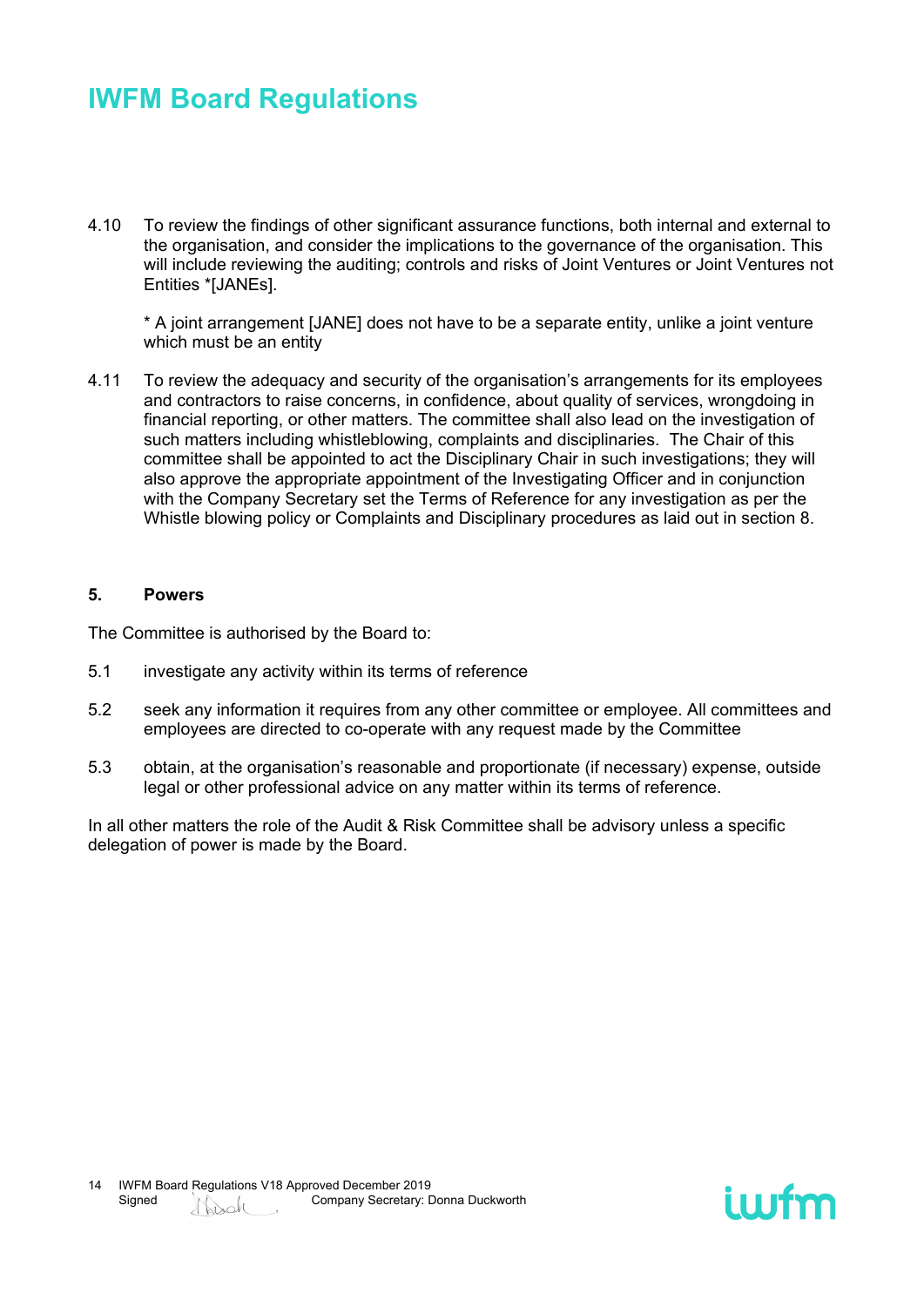4.10 To review the findings of other significant assurance functions, both internal and external to the organisation, and consider the implications to the governance of the organisation. This will include reviewing the auditing; controls and risks of Joint Ventures or Joint Ventures not Entities *[JANEs].

* A joint arrangement [JANE] does not have to be a separate entity, unlike a joint venture which must be an entity

4.11 To review the adequacy and security of the organisation's arrangements for its employees and contractors to raise concerns, in confidence, about quality of services, wrongdoing in financial reporting, or other matters. The committee shall also lead on the investigation of such matters including whistleblowing, complaints and disciplinaries. The Chair of this committee shall be appointed to act the Disciplinary Chair in such investigations; they will also approve the appropriate appointment of the Investigating Officer and in conjunction with the Company Secretary set the Terms of Reference for any investigation as per the Whistle blowing policy or Complaints and Disciplinary procedures as laid out in section 8.

**5. Powers**

The Committee is authorised by the Board to:

5.1 investigate any activity within its terms of reference

5.2 seek any information it requires from any other committee or employee. All committees and employees are directed to co-operate with any request made by the Committee

5.3 obtain, at the organisation's reasonable and proportionate (if necessary) expense, outside legal or other professional advice on any matter within its terms of reference.

In all other matters the role of the Audit & Risk Committee shall be advisory unless a specific delegation of power is made by the Board.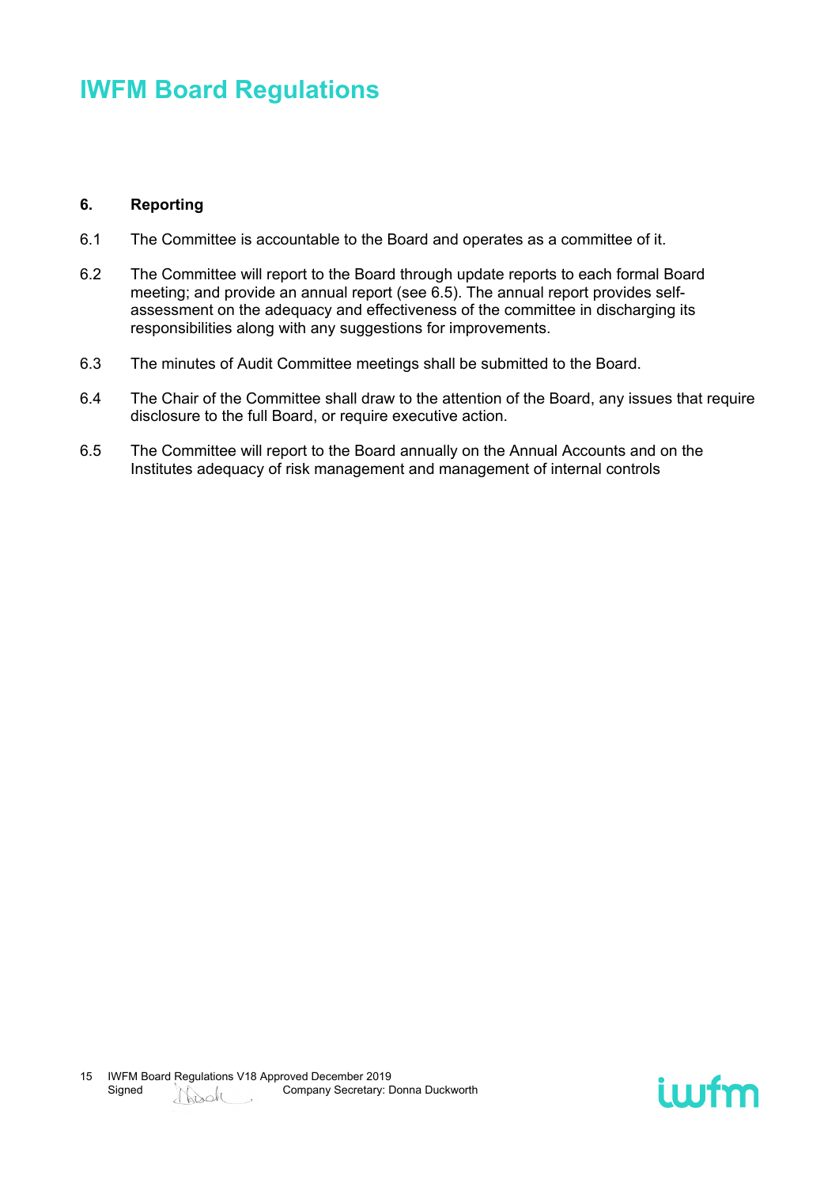**6. Reporting**

6.1 The Committee is accountable to the Board and operates as a committee of it.

6.2 The Committee will report to the Board through update reports to each formal Board meeting; and provide an annual report (see 6.5). The annual report provides self-assessment on the adequacy and effectiveness of the committee in discharging its responsibilities along with any suggestions for improvements.

6.3 The minutes of Audit Committee meetings shall be submitted to the Board.

6.4 The Chair of the Committee shall draw to the attention of the Board, any issues that require disclosure to the full Board, or require executive action.

6.5 The Committee will report to the Board annually on the Annual Accounts and on the Institutes adequacy of risk management and management of internal controls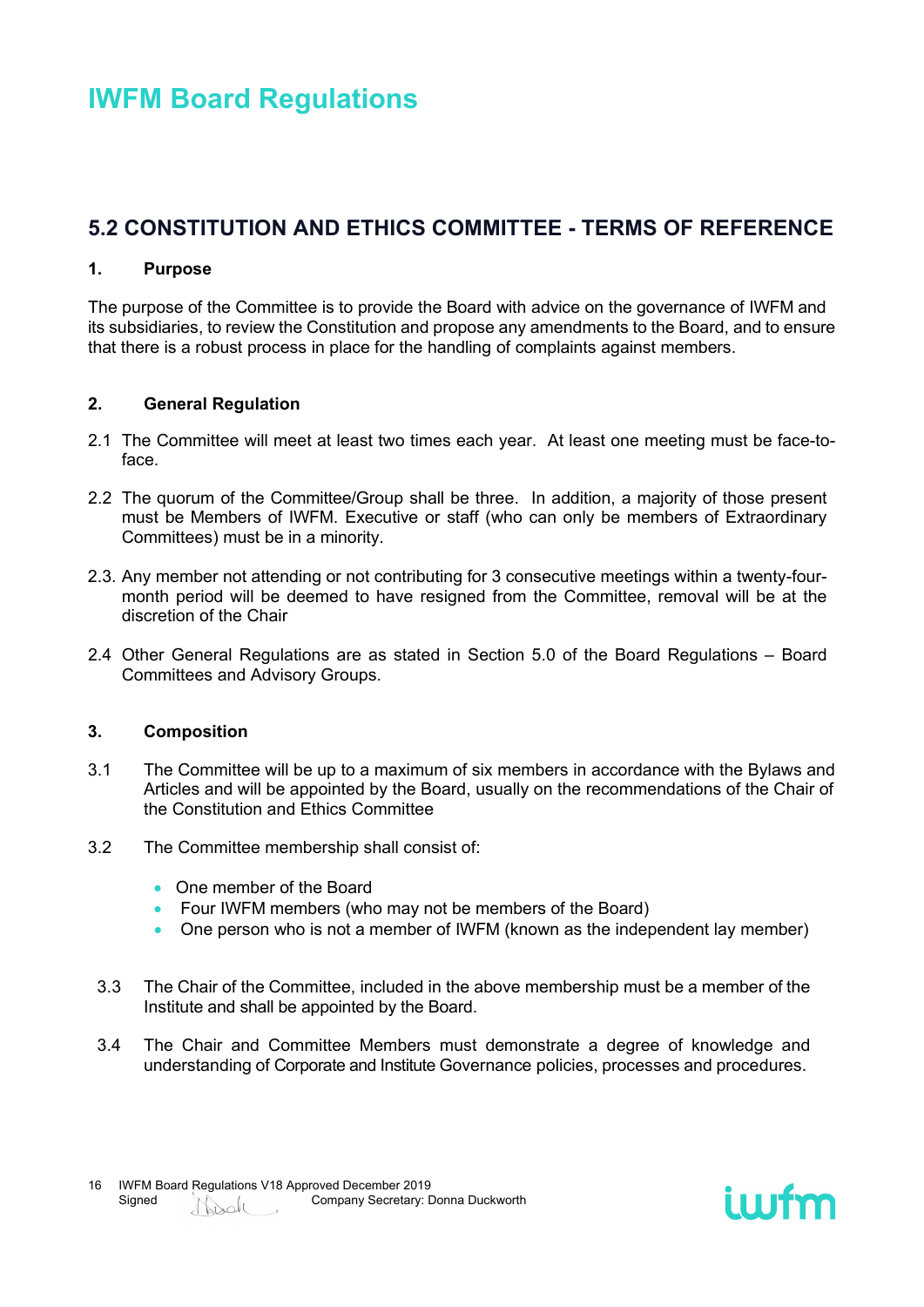# IWFM Board Regulations

## 5.2 CONSTITUTION AND ETHICS COMMITTEE - TERMS OF REFERENCE

### 1. Purpose

The purpose of the Committee is to provide the Board with advice on the governance of IWFM and its subsidiaries, to review the Constitution and propose any amendments to the Board, and to ensure that there is a robust process in place for the handling of complaints against members.

### 2. General Regulation

2.1 The Committee will meet at least two times each year. At least one meeting must be face-to-face.

2.2 The quorum of the Committee/Group shall be three. In addition, a majority of those present must be Members of IWFM. Executive or staff (who can only be members of Extraordinary Committees) must be in a minority.

2.3. Any member not attending or not contributing for 3 consecutive meetings within a twenty-four-month period will be deemed to have resigned from the Committee, removal will be at the discretion of the Chair

2.4 Other General Regulations are as stated in Section 5.0 of the Board Regulations – Board Committees and Advisory Groups.

### 3. Composition

3.1 The Committee will be up to a maximum of six members in accordance with the Bylaws and Articles and will be appointed by the Board, usually on the recommendations of the Chair of the Constitution and Ethics Committee

3.2 The Committee membership shall consist of:

- One member of the Board
- Four IWFM members (who may not be members of the Board)
- One person who is not a member of IWFM (known as the independent lay member)

3.3 The Chair of the Committee, included in the above membership must be a member of the Institute and shall be appointed by the Board.

3.4 The Chair and Committee Members must demonstrate a degree of knowledge and understanding of Corporate and Institute Governance policies, processes and procedures.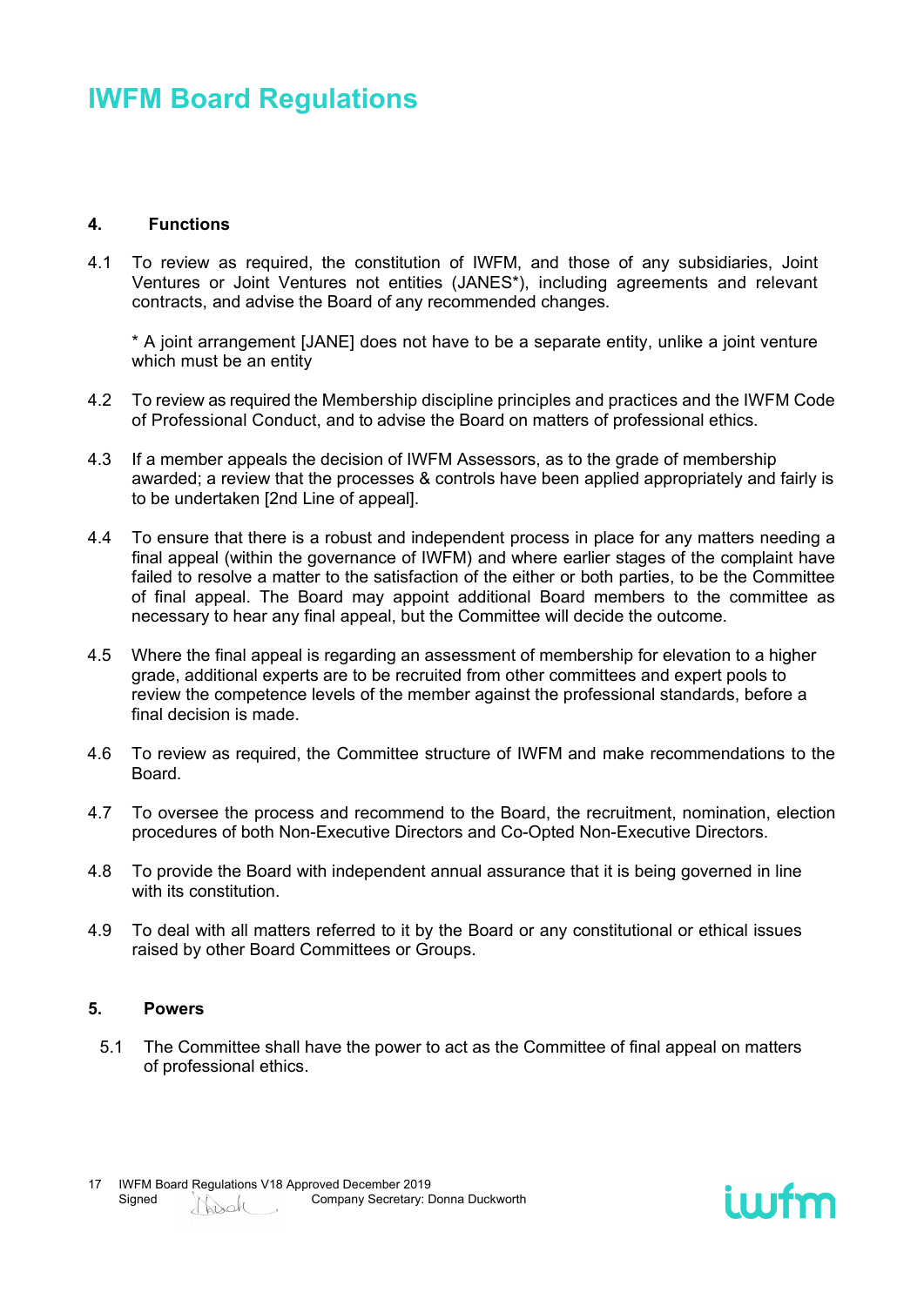# IWFM Board Regulations

## 4. Functions

4.1 To review as required, the constitution of IWFM, and those of any subsidiaries, Joint Ventures or Joint Ventures not entities (JANES*), including agreements and relevant contracts, and advise the Board of any recommended changes.

\* A joint arrangement [JANE] does not have to be a separate entity, unlike a joint venture which must be an entity

4.2 To review as required the Membership discipline principles and practices and the IWFM Code of Professional Conduct, and to advise the Board on matters of professional ethics.

4.3 If a member appeals the decision of IWFM Assessors, as to the grade of membership awarded; a review that the processes & controls have been applied appropriately and fairly is to be undertaken [2nd Line of appeal].

4.4 To ensure that there is a robust and independent process in place for any matters needing a final appeal (within the governance of IWFM) and where earlier stages of the complaint have failed to resolve a matter to the satisfaction of the either or both parties, to be the Committee of final appeal. The Board may appoint additional Board members to the committee as necessary to hear any final appeal, but the Committee will decide the outcome.

4.5 Where the final appeal is regarding an assessment of membership for elevation to a higher grade, additional experts are to be recruited from other committees and expert pools to review the competence levels of the member against the professional standards, before a final decision is made.

4.6 To review as required, the Committee structure of IWFM and make recommendations to the Board.

4.7 To oversee the process and recommend to the Board, the recruitment, nomination, election procedures of both Non-Executive Directors and Co-Opted Non-Executive Directors.

4.8 To provide the Board with independent annual assurance that it is being governed in line with its constitution.

4.9 To deal with all matters referred to it by the Board or any constitutional or ethical issues raised by other Board Committees or Groups.

## 5. Powers

5.1 The Committee shall have the power to act as the Committee of final appeal on matters of professional ethics.

IWFM Board Regulations V18 Approved December 2019
Signed Company Secretary: Donna Duckworth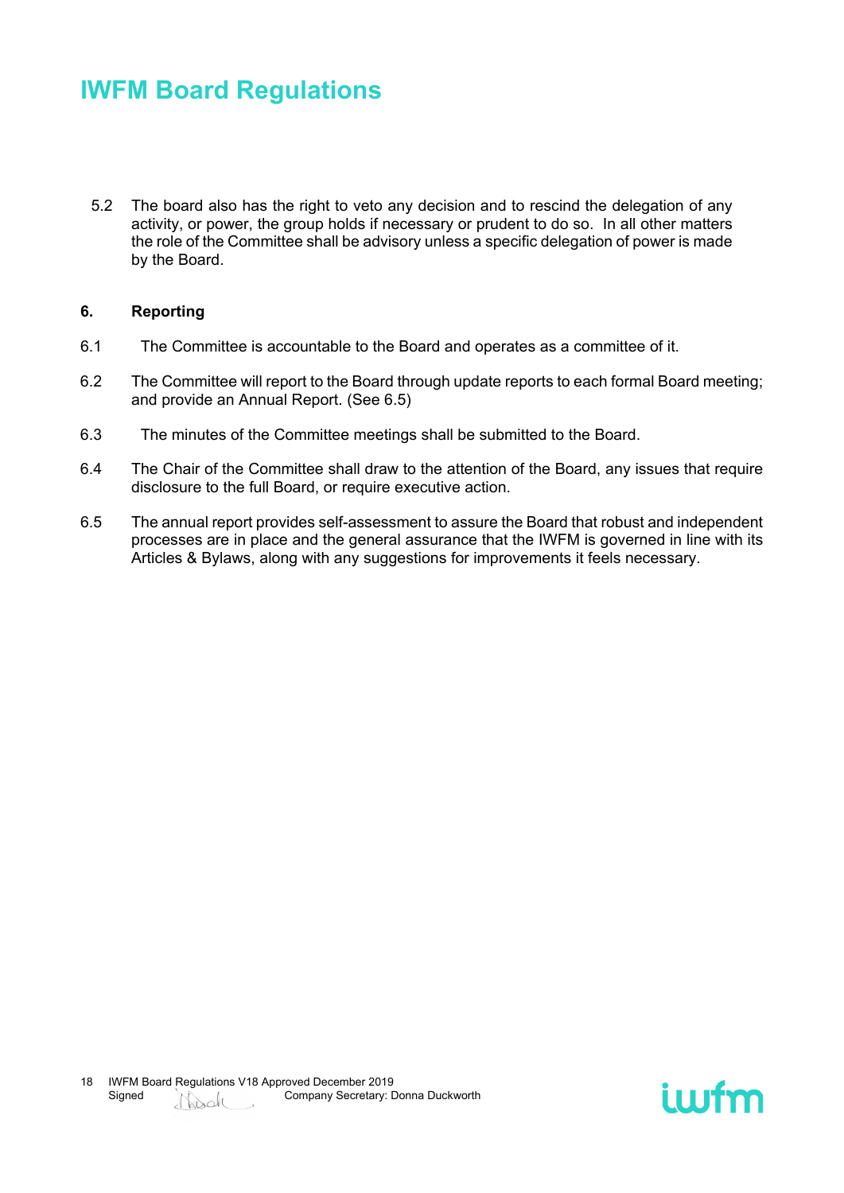5.2 The board also has the right to veto any decision and to rescind the delegation of any activity, or power, the group holds if necessary or prudent to do so. In all other matters the role of the Committee shall be advisory unless a specific delegation of power is made by the Board.

**6. Reporting**

6.1 The Committee is accountable to the Board and operates as a committee of it.

6.2 The Committee will report to the Board through update reports to each formal Board meeting; and provide an Annual Report. (See 6.5)

6.3 The minutes of the Committee meetings shall be submitted to the Board.

6.4 The Chair of the Committee shall draw to the attention of the Board, any issues that require disclosure to the full Board, or require executive action.

6.5 The annual report provides self-assessment to assure the Board that robust and independent processes are in place and the general assurance that the IWFM is governed in line with its Articles & Bylaws, along with any suggestions for improvements it feels necessary.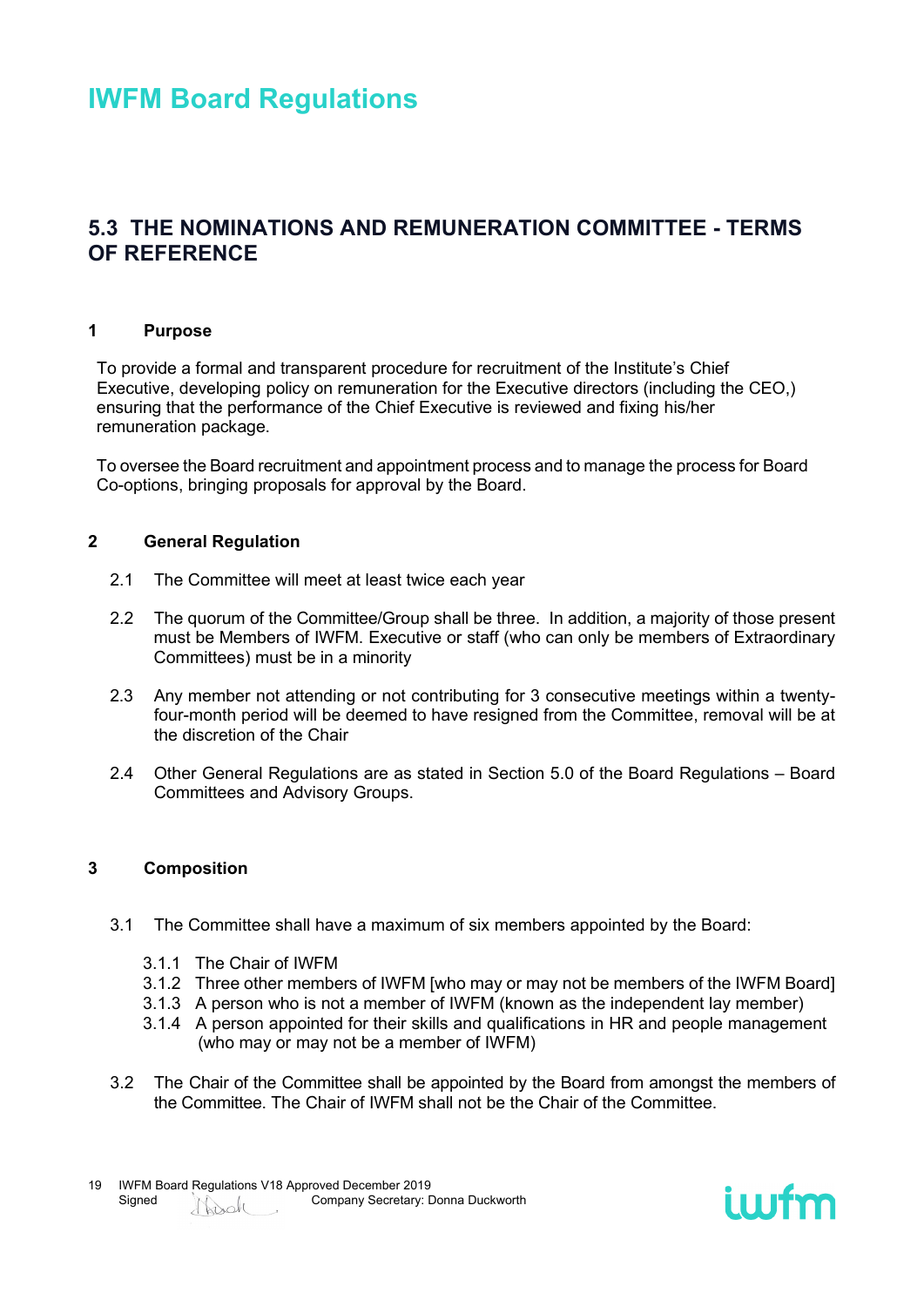# IWFM Board Regulations

## 5.3 THE NOMINATIONS AND REMUNERATION COMMITTEE - TERMS OF REFERENCE

### 1 Purpose

To provide a formal and transparent procedure for recruitment of the Institute's Chief Executive, developing policy on remuneration for the Executive directors (including the CEO,) ensuring that the performance of the Chief Executive is reviewed and fixing his/her remuneration package.

To oversee the Board recruitment and appointment process and to manage the process for Board Co-options, bringing proposals for approval by the Board.

### 2 General Regulation

2.1 The Committee will meet at least twice each year

2.2 The quorum of the Committee/Group shall be three. In addition, a majority of those present must be Members of IWFM. Executive or staff (who can only be members of Extraordinary Committees) must be in a minority

2.3 Any member not attending or not contributing for 3 consecutive meetings within a twenty-four-month period will be deemed to have resigned from the Committee, removal will be at the discretion of the Chair

2.4 Other General Regulations are as stated in Section 5.0 of the Board Regulations – Board Committees and Advisory Groups.

### 3 Composition

3.1 The Committee shall have a maximum of six members appointed by the Board:

3.1.1 The Chair of IWFM
3.1.2 Three other members of IWFM [who may or may not be members of the IWFM Board]
3.1.3 A person who is not a member of IWFM (known as the independent lay member)
3.1.4 A person appointed for their skills and qualifications in HR and people management (who may or may not be a member of IWFM)

3.2 The Chair of the Committee shall be appointed by the Board from amongst the members of the Committee. The Chair of IWFM shall not be the Chair of the Committee.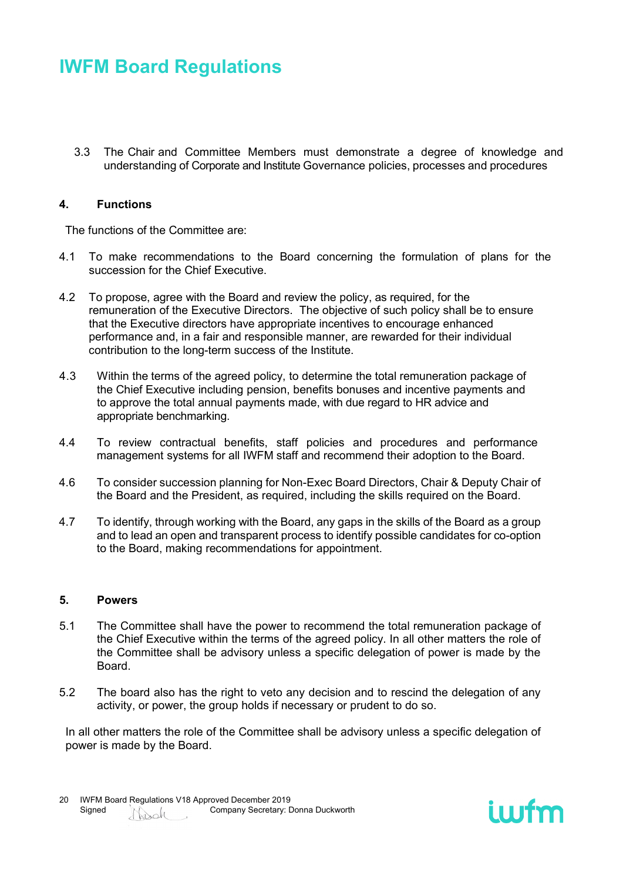3.3 The Chair and Committee Members must demonstrate a degree of knowledge and understanding of Corporate and Institute Governance policies, processes and procedures

## 4. Functions

The functions of the Committee are:

4.1 To make recommendations to the Board concerning the formulation of plans for the succession for the Chief Executive.

4.2 To propose, agree with the Board and review the policy, as required, for the remuneration of the Executive Directors. The objective of such policy shall be to ensure that the Executive directors have appropriate incentives to encourage enhanced performance and, in a fair and responsible manner, are rewarded for their individual contribution to the long-term success of the Institute.

4.3 Within the terms of the agreed policy, to determine the total remuneration package of the Chief Executive including pension, benefits bonuses and incentive payments and to approve the total annual payments made, with due regard to HR advice and appropriate benchmarking.

4.4 To review contractual benefits, staff policies and procedures and performance management systems for all IWFM staff and recommend their adoption to the Board.

4.6 To consider succession planning for Non-Exec Board Directors, Chair & Deputy Chair of the Board and the President, as required, including the skills required on the Board.

4.7 To identify, through working with the Board, any gaps in the skills of the Board as a group and to lead an open and transparent process to identify possible candidates for co-option to the Board, making recommendations for appointment.

## 5. Powers

5.1 The Committee shall have the power to recommend the total remuneration package of the Chief Executive within the terms of the agreed policy. In all other matters the role of the Committee shall be advisory unless a specific delegation of power is made by the Board.

5.2 The board also has the right to veto any decision and to rescind the delegation of any activity, or power, the group holds if necessary or prudent to do so.

In all other matters the role of the Committee shall be advisory unless a specific delegation of power is made by the Board.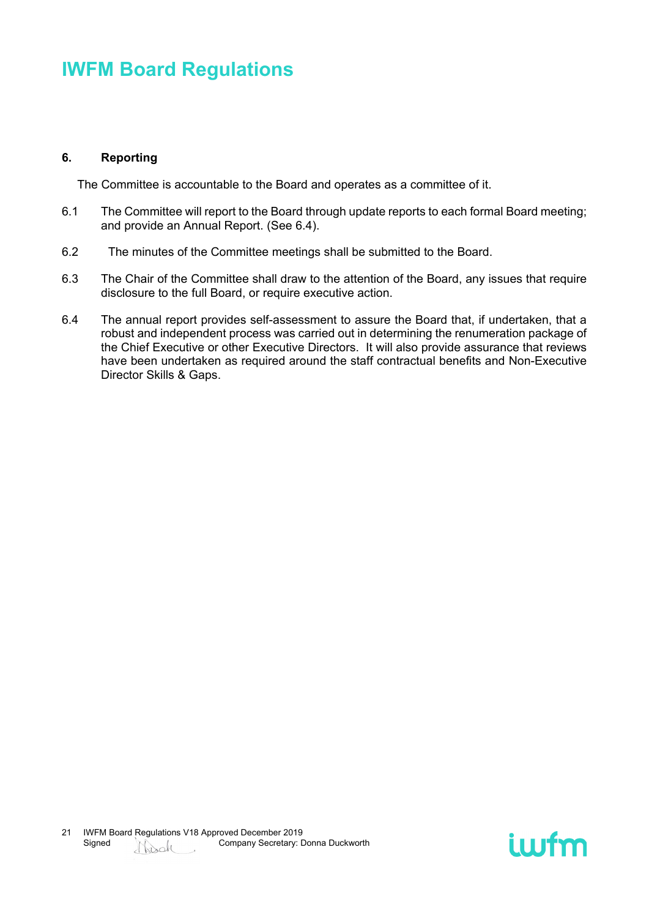### 6. Reporting

The Committee is accountable to the Board and operates as a committee of it.

6.1 The Committee will report to the Board through update reports to each formal Board meeting; and provide an Annual Report. (See 6.4).

6.2 The minutes of the Committee meetings shall be submitted to the Board.

6.3 The Chair of the Committee shall draw to the attention of the Board, any issues that require disclosure to the full Board, or require executive action.

6.4 The annual report provides self-assessment to assure the Board that, if undertaken, that a robust and independent process was carried out in determining the renumeration package of the Chief Executive or other Executive Directors. It will also provide assurance that reviews have been undertaken as required around the staff contractual benefits and Non-Executive Director Skills & Gaps.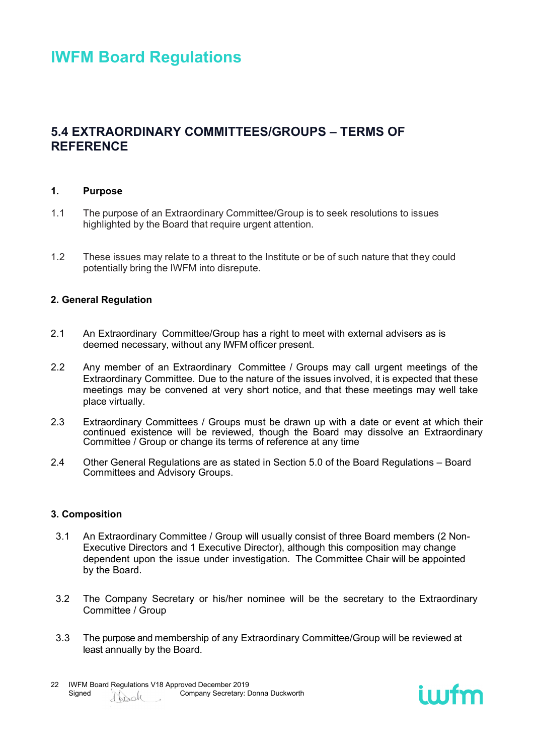# IWFM Board Regulations

## 5.4 EXTRAORDINARY COMMITTEES/GROUPS – TERMS OF REFERENCE

### 1. Purpose

1.1 The purpose of an Extraordinary Committee/Group is to seek resolutions to issues highlighted by the Board that require urgent attention.

1.2 These issues may relate to a threat to the Institute or be of such nature that they could potentially bring the IWFM into disrepute.

### 2. General Regulation

2.1 An Extraordinary Committee/Group has a right to meet with external advisers as is deemed necessary, without any IWFM officer present.

2.2 Any member of an Extraordinary Committee / Groups may call urgent meetings of the Extraordinary Committee. Due to the nature of the issues involved, it is expected that these meetings may be convened at very short notice, and that these meetings may well take place virtually.

2.3 Extraordinary Committees / Groups must be drawn up with a date or event at which their continued existence will be reviewed, though the Board may dissolve an Extraordinary Committee / Group or change its terms of reference at any time

2.4 Other General Regulations are as stated in Section 5.0 of the Board Regulations – Board Committees and Advisory Groups.

### 3. Composition

3.1 An Extraordinary Committee / Group will usually consist of three Board members (2 Non-Executive Directors and 1 Executive Director), although this composition may change dependent upon the issue under investigation. The Committee Chair will be appointed by the Board.

3.2 The Company Secretary or his/her nominee will be the secretary to the Extraordinary Committee / Group

3.3 The purpose and membership of any Extraordinary Committee/Group will be reviewed at least annually by the Board.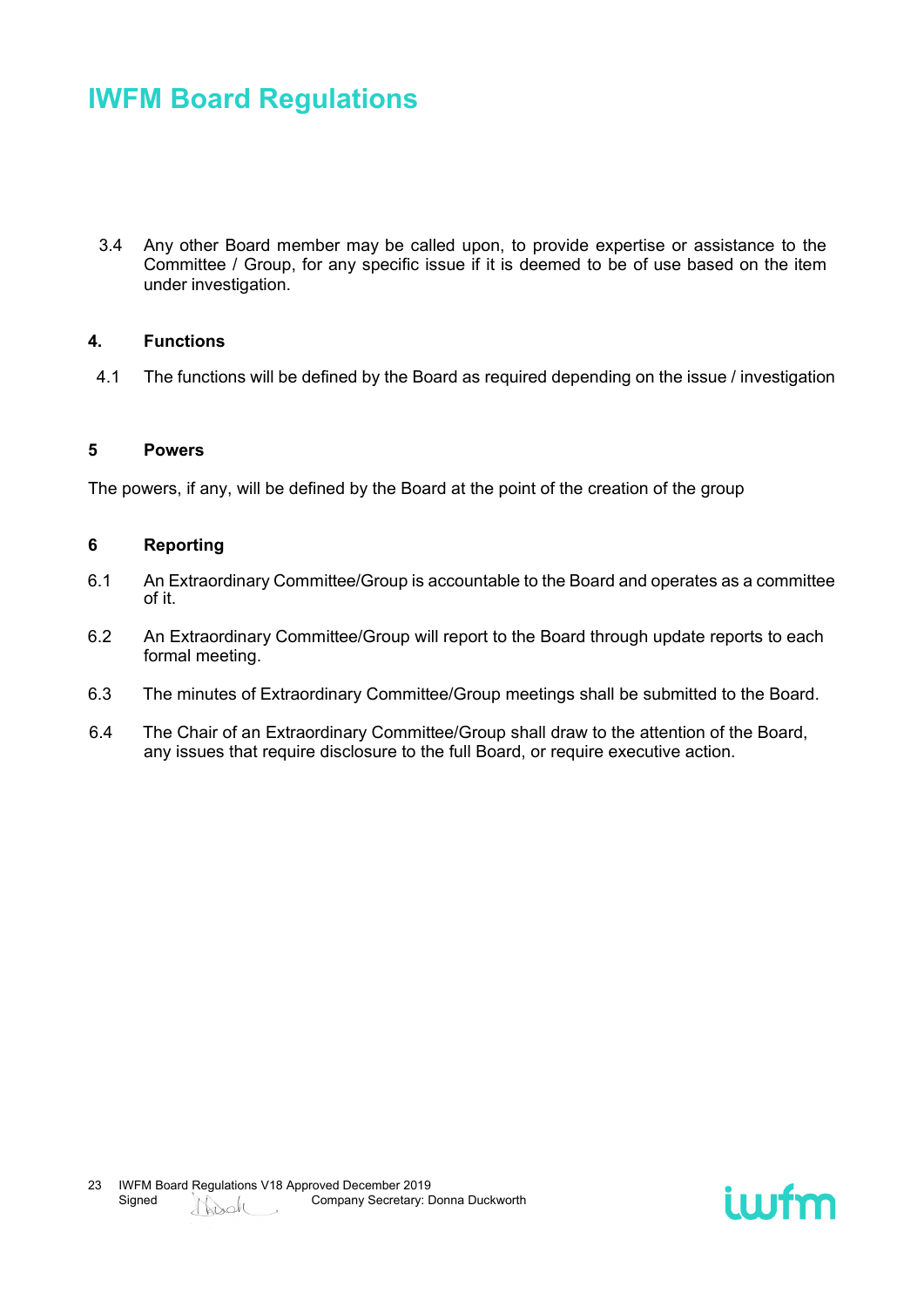3.4 Any other Board member may be called upon, to provide expertise or assistance to the Committee / Group, for any specific issue if it is deemed to be of use based on the item under investigation.

## 4. Functions

4.1 The functions will be defined by the Board as required depending on the issue / investigation

## 5 Powers

The powers, if any, will be defined by the Board at the point of the creation of the group

## 6 Reporting

6.1 An Extraordinary Committee/Group is accountable to the Board and operates as a committee of it.

6.2 An Extraordinary Committee/Group will report to the Board through update reports to each formal meeting.

6.3 The minutes of Extraordinary Committee/Group meetings shall be submitted to the Board.

6.4 The Chair of an Extraordinary Committee/Group shall draw to the attention of the Board, any issues that require disclosure to the full Board, or require executive action.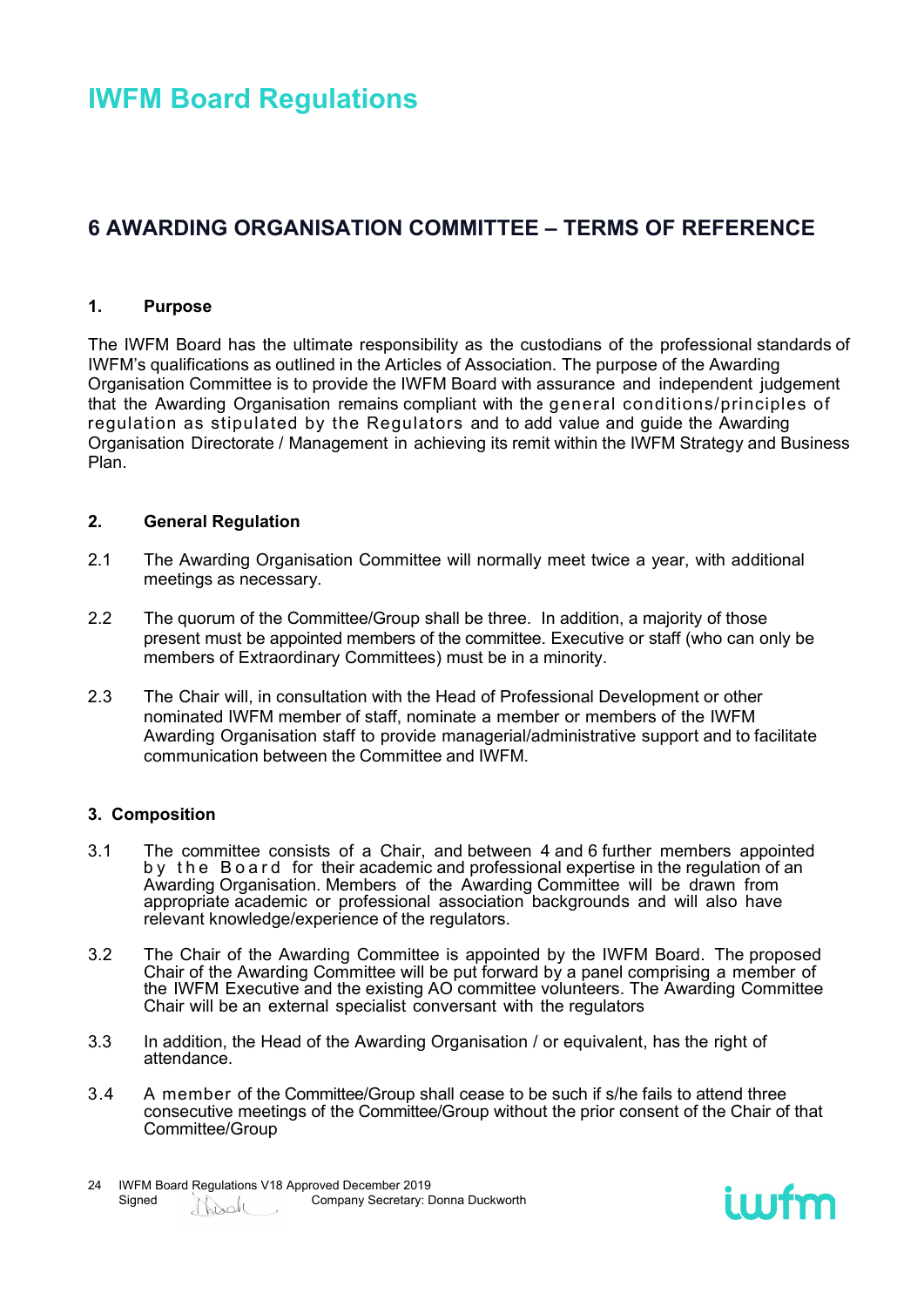# IWFM Board Regulations

## 6 AWARDING ORGANISATION COMMITTEE – TERMS OF REFERENCE

### 1. Purpose

The IWFM Board has the ultimate responsibility as the custodians of the professional standards of IWFM's qualifications as outlined in the Articles of Association. The purpose of the Awarding Organisation Committee is to provide the IWFM Board with assurance and independent judgement that the Awarding Organisation remains compliant with the general conditions/principles of regulation as stipulated by the Regulators and to add value and guide the Awarding Organisation Directorate / Management in achieving its remit within the IWFM Strategy and Business Plan.

### 2. General Regulation

2.1 The Awarding Organisation Committee will normally meet twice a year, with additional meetings as necessary.

2.2 The quorum of the Committee/Group shall be three. In addition, a majority of those present must be appointed members of the committee. Executive or staff (who can only be members of Extraordinary Committees) must be in a minority.

2.3 The Chair will, in consultation with the Head of Professional Development or other nominated IWFM member of staff, nominate a member or members of the IWFM Awarding Organisation staff to provide managerial/administrative support and to facilitate communication between the Committee and IWFM.

### 3. Composition

3.1 The committee consists of a Chair, and between 4 and 6 further members appointed by the Board for their academic and professional expertise in the regulation of an Awarding Organisation. Members of the Awarding Committee will be drawn from appropriate academic or professional association backgrounds and will also have relevant knowledge/experience of the regulators.

3.2 The Chair of the Awarding Committee is appointed by the IWFM Board. The proposed Chair of the Awarding Committee will be put forward by a panel comprising a member of the IWFM Executive and the existing AO committee volunteers. The Awarding Committee Chair will be an external specialist conversant with the regulators

3.3 In addition, the Head of the Awarding Organisation / or equivalent, has the right of attendance.

3.4 A member of the Committee/Group shall cease to be such if s/he fails to attend three consecutive meetings of the Committee/Group without the prior consent of the Chair of that Committee/Group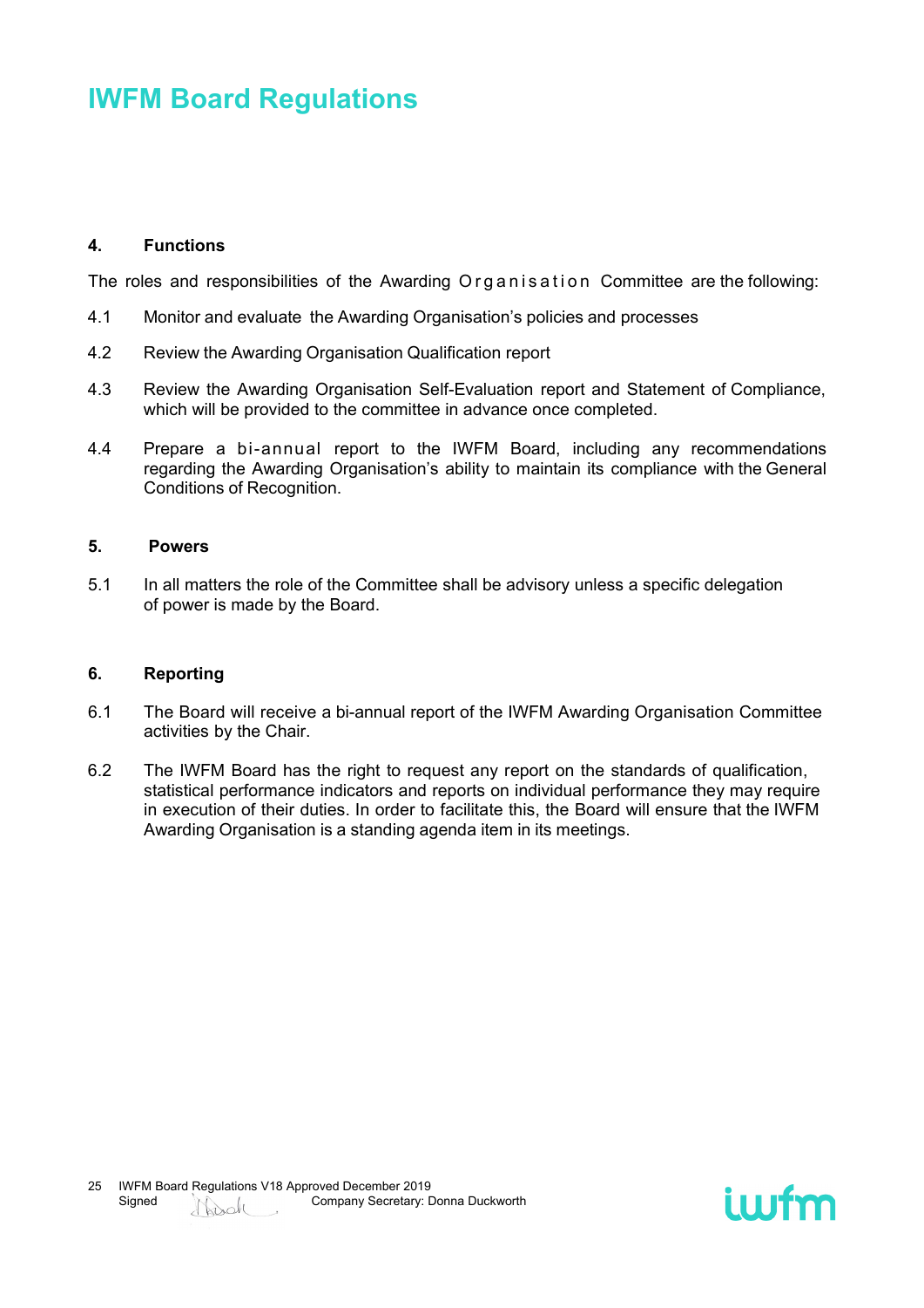# IWFM Board Regulations

## 4. Functions

The roles and responsibilities of the Awarding Organisation Committee are the following:

4.1 Monitor and evaluate the Awarding Organisation's policies and processes

4.2 Review the Awarding Organisation Qualification report

4.3 Review the Awarding Organisation Self-Evaluation report and Statement of Compliance, which will be provided to the committee in advance once completed.

4.4 Prepare a bi-annual report to the IWFM Board, including any recommendations regarding the Awarding Organisation's ability to maintain its compliance with the General Conditions of Recognition.

## 5. Powers

5.1 In all matters the role of the Committee shall be advisory unless a specific delegation of power is made by the Board.

## 6. Reporting

6.1 The Board will receive a bi-annual report of the IWFM Awarding Organisation Committee activities by the Chair.

6.2 The IWFM Board has the right to request any report on the standards of qualification, statistical performance indicators and reports on individual performance they may require in execution of their duties. In order to facilitate this, the Board will ensure that the IWFM Awarding Organisation is a standing agenda item in its meetings.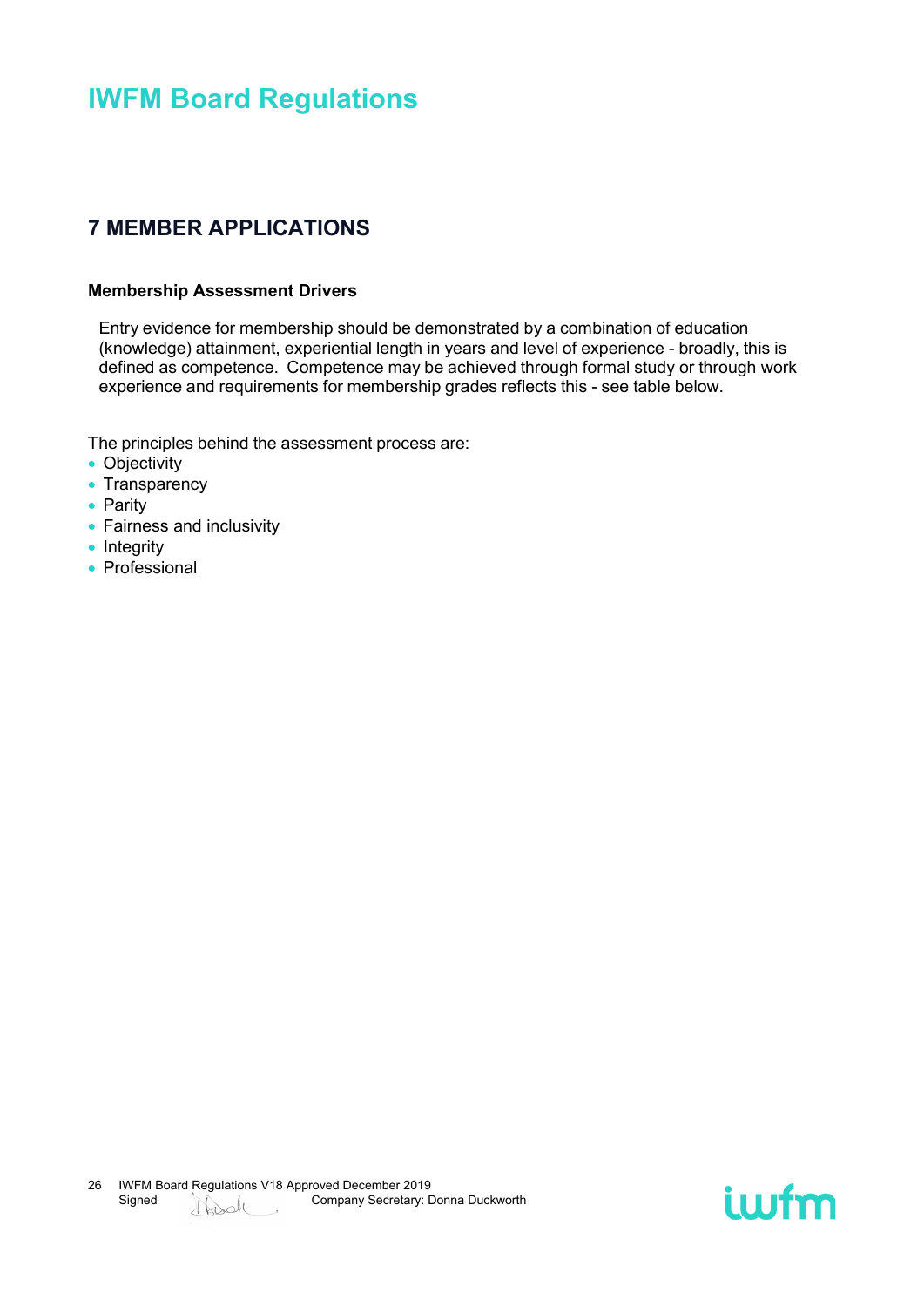# IWFM Board Regulations

## 7 MEMBER APPLICATIONS

### Membership Assessment Drivers

Entry evidence for membership should be demonstrated by a combination of education (knowledge) attainment, experiential length in years and level of experience - broadly, this is defined as competence. Competence may be achieved through formal study or through work experience and requirements for membership grades reflects this - see table below.

The principles behind the assessment process are:

- Objectivity
- Transparency
- Parity
- Fairness and inclusivity
- Integrity
- Professional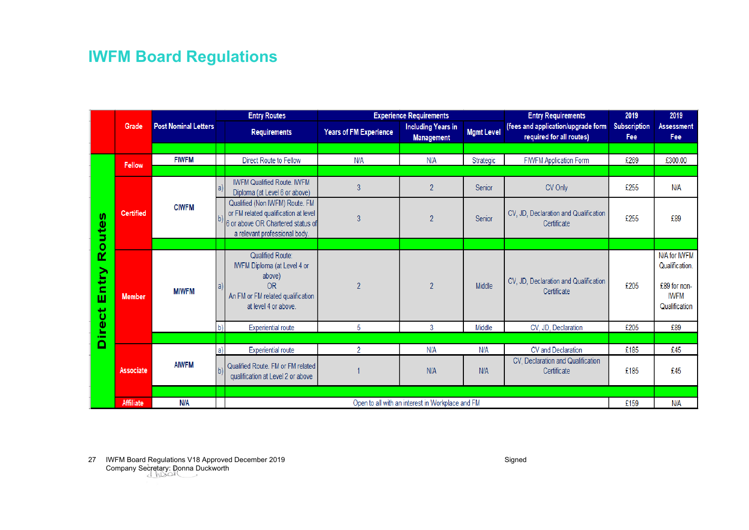# IWFM Board Regulations

| | Grade | Post Nominal Letters | Entry Routes | | Experience Requirements | | | Entry Requirements | 2019 | 2019 |
|---|---|---|---|---|---|---|---|---|---|---|
| | | | | Requirements | Years of FM Experience | Including Years in Management | Mgmt Level | (fees and application/upgrade form required for all routes) | Subscription Fee | Assessment Fee |
| Direct Entry Routes | Fellow | FIWFM | | Direct Route to Fellow | N/A | N/A | Strategic | FIWFM Application Form | £269 | £300.00 |
| | Certified | CIWFM | a) | IWFM Qualified Route. IWFM Diploma (at Level 6 or above) | 3 | 2 | Senior | CV Only | £255 | N/A |
| | | | b) | Qualified (Non IWFM) Route. FM or FM related qualification at level 6 or above OR Chartered status of a relevant professional body. | 3 | 2 | Senior | CV, JD, Declaration and Qualification Certificate | £255 | £89 |
| | Member | MIWFM | a) | Qualified Route: IWFM Diploma (at Level 4 or above) OR An FM or FM related qualification at level 4 or above. | 2 | 2 | Middle | CV, JD, Declaration and Qualification Certificate | £205 | N/A for IWFM Qualification. £89 for non-IWFM Qualification |
| | | | b) | Experiential route | 5 | 3 | Middle | CV, JD, Declaration | £205 | £89 |
| | Associate | AIWFM | a) | Experiential route | 2 | N/A | N/A | CV and Declaration | £185 | £45 |
| | | | b) | Qualified Route. FM or FM related qualification at Level 2 or above | 1 | N/A | N/A | CV, Declaration and Qualification Certificate | £185 | £45 |
| | Affiliate | N/A | | Open to all with an interest in Workplace and FM | | | | | £159 | N/A |

IWFM Board Regulations V18 Approved December 2019
Company Secretary: Donna Duckworth

Signed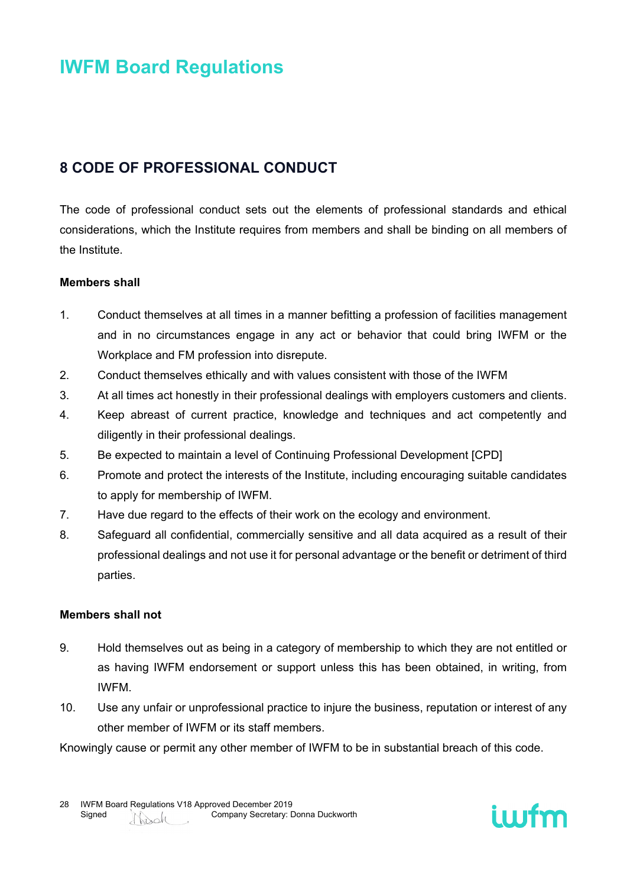# IWFM Board Regulations

## 8 CODE OF PROFESSIONAL CONDUCT

The code of professional conduct sets out the elements of professional standards and ethical considerations, which the Institute requires from members and shall be binding on all members of the Institute.

**Members shall**

1. Conduct themselves at all times in a manner befitting a profession of facilities management and in no circumstances engage in any act or behavior that could bring IWFM or the Workplace and FM profession into disrepute.
2. Conduct themselves ethically and with values consistent with those of the IWFM
3. At all times act honestly in their professional dealings with employers customers and clients.
4. Keep abreast of current practice, knowledge and techniques and act competently and diligently in their professional dealings.
5. Be expected to maintain a level of Continuing Professional Development [CPD]
6. Promote and protect the interests of the Institute, including encouraging suitable candidates to apply for membership of IWFM.
7. Have due regard to the effects of their work on the ecology and environment.
8. Safeguard all confidential, commercially sensitive and all data acquired as a result of their professional dealings and not use it for personal advantage or the benefit or detriment of third parties.

**Members shall not**

9. Hold themselves out as being in a category of membership to which they are not entitled or as having IWFM endorsement or support unless this has been obtained, in writing, from IWFM.
10. Use any unfair or unprofessional practice to injure the business, reputation or interest of any other member of IWFM or its staff members.

Knowingly cause or permit any other member of IWFM to be in substantial breach of this code.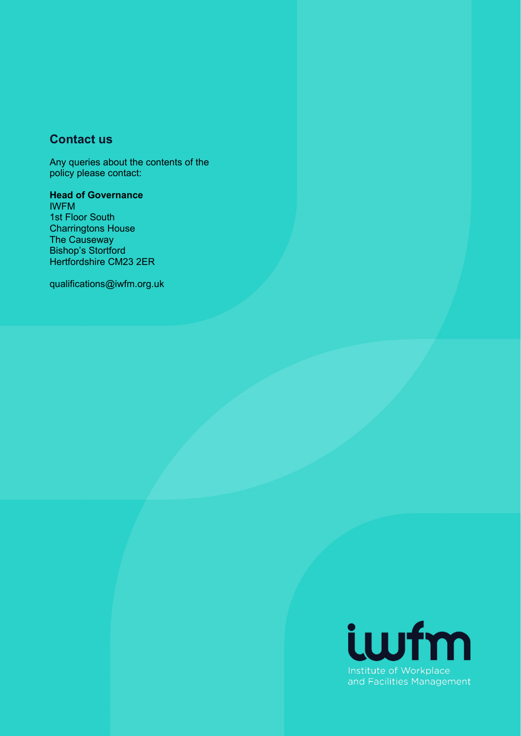## Contact us

Any queries about the contents of the policy please contact:

**Head of Governance**
IWFM
1st Floor South
Charringtons House
The Causeway
Bishop's Stortford
Hertfordshire CM23 2ER

qualifications@iwfm.org.uk

iwfm
Institute of Workplace
and Facilities Management